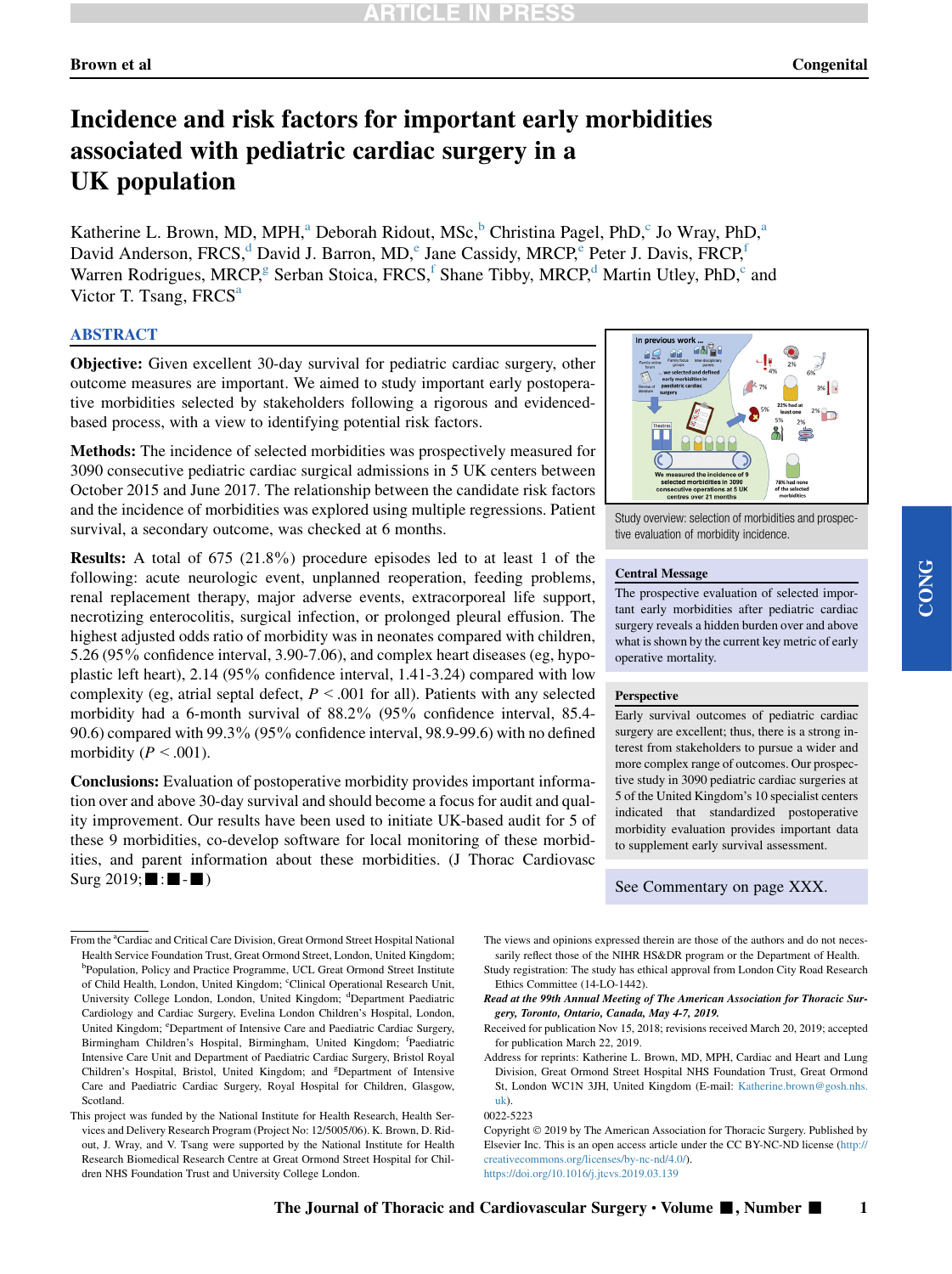# Incidence and risk factors for important early morbidities associated with pediatric cardiac surgery in a UK population

Katherine L. Brown, MD, MPH,[a] Deborah Ridout, MSc,[b] Christina Pagel, PhD,[c] Jo Wray, PhD,[a] David Anderson, FRCS,[d] David J. Barron, MD,[e] Jane Cassidy, MRCP,[e] Peter J. Davis, FRCP,[f] Warren Rodrigues, MRCP,[g] Serban Stoica, FRCS,[f] Shane Tibby, MRCP,[d] Martin Utley, PhD,[c] and Victor T. Tsang, FRCS[a]

## ABSTRACT

**Objective:** Given excellent 30-day survival for pediatric cardiac surgery, other outcome measures are important. We aimed to study important early postoperative morbidities selected by stakeholders following a rigorous and evidenced-based process, with a view to identifying potential risk factors.

**Methods:** The incidence of selected morbidities was prospectively measured for 3090 consecutive pediatric cardiac surgical admissions in 5 UK centers between October 2015 and June 2017. The relationship between the candidate risk factors and the incidence of morbidities was explored using multiple regressions. Patient survival, a secondary outcome, was checked at 6 months.

**Results:** A total of 675 (21.8%) procedure episodes led to at least 1 of the following: acute neurologic event, unplanned reoperation, feeding problems, renal replacement therapy, major adverse events, extracorporeal life support, necrotizing enterocolitis, surgical infection, or prolonged pleural effusion. The highest adjusted odds ratio of morbidity was in neonates compared with children, 5.26 (95% confidence interval, 3.90-7.06), and complex heart diseases (eg, hypoplastic left heart), 2.14 (95% confidence interval, 1.41-3.24) compared with low complexity (eg, atrial septal defect, $P < .001$ for all). Patients with any selected morbidity had a 6-month survival of 88.2% (95% confidence interval, 85.4-90.6) compared with 99.3% (95% confidence interval, 98.9-99.6) with no defined morbidity ($P < .001$).

**Conclusions:** Evaluation of postoperative morbidity provides important information over and above 30-day survival and should become a focus for audit and quality improvement. Our results have been used to initiate UK-based audit for 5 of these 9 morbidities, co-develop software for local monitoring of these morbidities, and parent information about these morbidities. (J Thorac Cardiovasc Surg 2019;■:■-■)

Study overview: selection of morbidities and prospective evaluation of morbidity incidence.

### Central Message

The prospective evaluation of selected important early morbidities after pediatric cardiac surgery reveals a hidden burden over and above what is shown by the current key metric of early operative mortality.

### Perspective

Early survival outcomes of pediatric cardiac surgery are excellent; thus, there is a strong interest from stakeholders to pursue a wider and more complex range of outcomes. Our prospective study in 3090 pediatric cardiac surgeries at 5 of the United Kingdom's 10 specialist centers indicated that standardized postoperative morbidity evaluation provides important data to supplement early survival assessment.

See Commentary on page XXX.

---

From the [a]Cardiac and Critical Care Division, Great Ormond Street Hospital National Health Service Foundation Trust, Great Ormond Street, London, United Kingdom; [b]Population, Policy and Practice Programme, UCL Great Ormond Street Institute of Child Health, London, United Kingdom; [c]Clinical Operational Research Unit, University College London, London, United Kingdom; [d]Department Paediatric Cardiology and Cardiac Surgery, Evelina London Children's Hospital, London, United Kingdom; [e]Department of Intensive Care and Paediatric Cardiac Surgery, Birmingham Children's Hospital, Birmingham, United Kingdom; [f]Paediatric Intensive Care Unit and Department of Paediatric Cardiac Surgery, Bristol Royal Children's Hospital, Bristol, United Kingdom; and [g]Department of Intensive Care and Paediatric Cardiac Surgery, Royal Hospital for Children, Glasgow, Scotland.

This project was funded by the National Institute for Health Research, Health Services and Delivery Research Program (Project No: 12/5005/06). K. Brown, D. Ridout, J. Wray, and V. Tsang were supported by the National Institute for Health Research Biomedical Research Centre at Great Ormond Street Hospital for Children NHS Foundation Trust and University College London.

The views and opinions expressed therein are those of the authors and do not necessarily reflect those of the NIHR HS&DR program or the Department of Health.

Study registration: The study has ethical approval from London City Road Research Ethics Committee (14-LO-1442).

*Read at the 99th Annual Meeting of The American Association for Thoracic Surgery, Toronto, Ontario, Canada, May 4-7, 2019.*

Received for publication Nov 15, 2018; revisions received March 20, 2019; accepted for publication March 22, 2019.

Address for reprints: Katherine L. Brown, MD, MPH, Cardiac and Heart and Lung Division, Great Ormond Street Hospital NHS Foundation Trust, Great Ormond St, London WC1N 3JH, United Kingdom (E-mail: Katherine.brown@gosh.nhs.uk).

0022-5223

Copyright © 2019 by The American Association for Thoracic Surgery. Published by Elsevier Inc. This is an open access article under the CC BY-NC-ND license (http://creativecommons.org/licenses/by-nc-nd/4.0/).

https://doi.org/10.1016/j.jtcvs.2019.03.139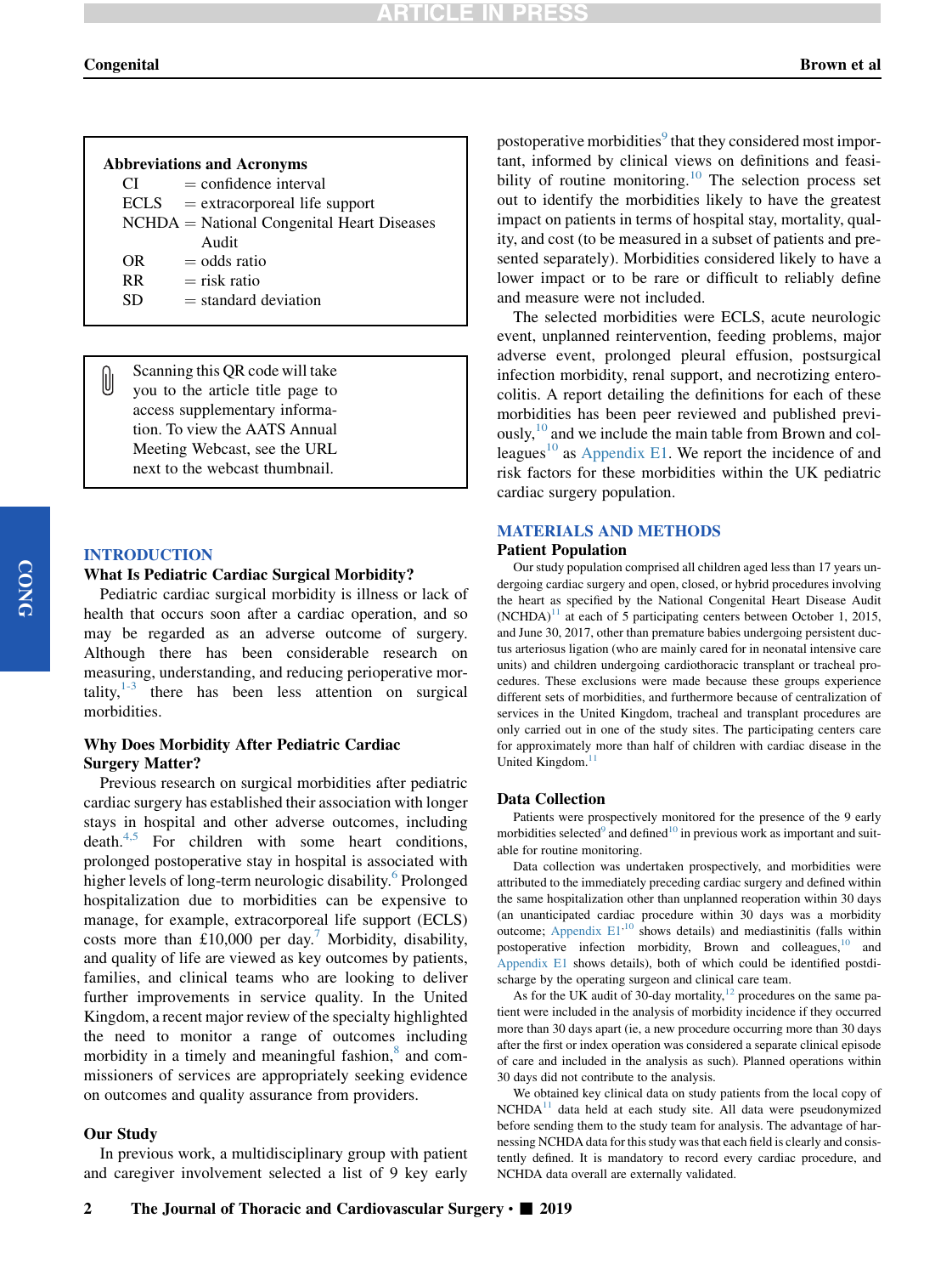**Abbreviations and Acronyms**

| | |
|---|---|
| CI | = confidence interval |
| ECLS | = extracorporeal life support |
| NCHDA | = National Congenital Heart Diseases Audit |
| OR | = odds ratio |
| RR | = risk ratio |
| SD | = standard deviation |

Scanning this QR code will take you to the article title page to access supplementary information. To view the AATS Annual Meeting Webcast, see the URL next to the webcast thumbnail.

## INTRODUCTION

### What Is Pediatric Cardiac Surgical Morbidity?

Pediatric cardiac surgical morbidity is illness or lack of health that occurs soon after a cardiac operation, and so may be regarded as an adverse outcome of surgery. Although there has been considerable research on measuring, understanding, and reducing perioperative mortality,[1-3] there has been less attention on surgical morbidities.

### Why Does Morbidity After Pediatric Cardiac Surgery Matter?

Previous research on surgical morbidities after pediatric cardiac surgery has established their association with longer stays in hospital and other adverse outcomes, including death.[4,5] For children with some heart conditions, prolonged postoperative stay in hospital is associated with higher levels of long-term neurologic disability.[6] Prolonged hospitalization due to morbidities can be expensive to manage, for example, extracorporeal life support (ECLS) costs more than £10,000 per day.[7] Morbidity, disability, and quality of life are viewed as key outcomes by patients, families, and clinical teams who are looking to deliver further improvements in service quality. In the United Kingdom, a recent major review of the specialty highlighted the need to monitor a range of outcomes including morbidity in a timely and meaningful fashion,[8] and commissioners of services are appropriately seeking evidence on outcomes and quality assurance from providers.

### Our Study

In previous work, a multidisciplinary group with patient and caregiver involvement selected a list of 9 key early postoperative morbidities[9] that they considered most important, informed by clinical views on definitions and feasibility of routine monitoring.[10] The selection process set out to identify the morbidities likely to have the greatest impact on patients in terms of hospital stay, mortality, quality, and cost (to be measured in a subset of patients and presented separately). Morbidities considered likely to have a lower impact or to be rare or difficult to reliably define and measure were not included.

The selected morbidities were ECLS, acute neurologic event, unplanned reintervention, feeding problems, major adverse event, prolonged pleural effusion, postsurgical infection morbidity, renal support, and necrotizing enterocolitis. A report detailing the definitions for each of these morbidities has been peer reviewed and published previously,[10] and we include the main table from Brown and colleagues[10] as Appendix E1. We report the incidence of and risk factors for these morbidities within the UK pediatric cardiac surgery population.

## MATERIALS AND METHODS

### Patient Population

Our study population comprised all children aged less than 17 years undergoing cardiac surgery and open, closed, or hybrid procedures involving the heart as specified by the National Congenital Heart Disease Audit (NCHDA)[11] at each of 5 participating centers between October 1, 2015, and June 30, 2017, other than premature babies undergoing persistent ductus arteriosus ligation (who are mainly cared for in neonatal intensive care units) and children undergoing cardiothoracic transplant or tracheal procedures. These exclusions were made because these groups experience different sets of morbidities, and furthermore because of centralization of services in the United Kingdom, tracheal and transplant procedures are only carried out in one of the study sites. The participating centers care for approximately more than half of children with cardiac disease in the United Kingdom.[11]

### Data Collection

Patients were prospectively monitored for the presence of the 9 early morbidities selected[9] and defined[10] in previous work as important and suitable for routine monitoring.

Data collection was undertaken prospectively, and morbidities were attributed to the immediately preceding cardiac surgery and defined within the same hospitalization other than unplanned reoperation within 30 days (an unanticipated cardiac procedure within 30 days was a morbidity outcome; Appendix E1·[10] shows details) and mediastinitis (falls within postoperative infection morbidity, Brown and colleagues,[10] and Appendix E1 shows details), both of which could be identified postdischarge by the operating surgeon and clinical care team.

As for the UK audit of 30-day mortality,[12] procedures on the same patient were included in the analysis of morbidity incidence if they occurred more than 30 days apart (ie, a new procedure occurring more than 30 days after the first or index operation was considered a separate clinical episode of care and included in the analysis as such). Planned operations within 30 days did not contribute to the analysis.

We obtained key clinical data on study patients from the local copy of NCHDA[11] data held at each study site. All data were pseudonymized before sending them to the study team for analysis. The advantage of harnessing NCHDA data for this study was that each field is clearly and consistently defined. It is mandatory to record every cardiac procedure, and NCHDA data overall are externally validated.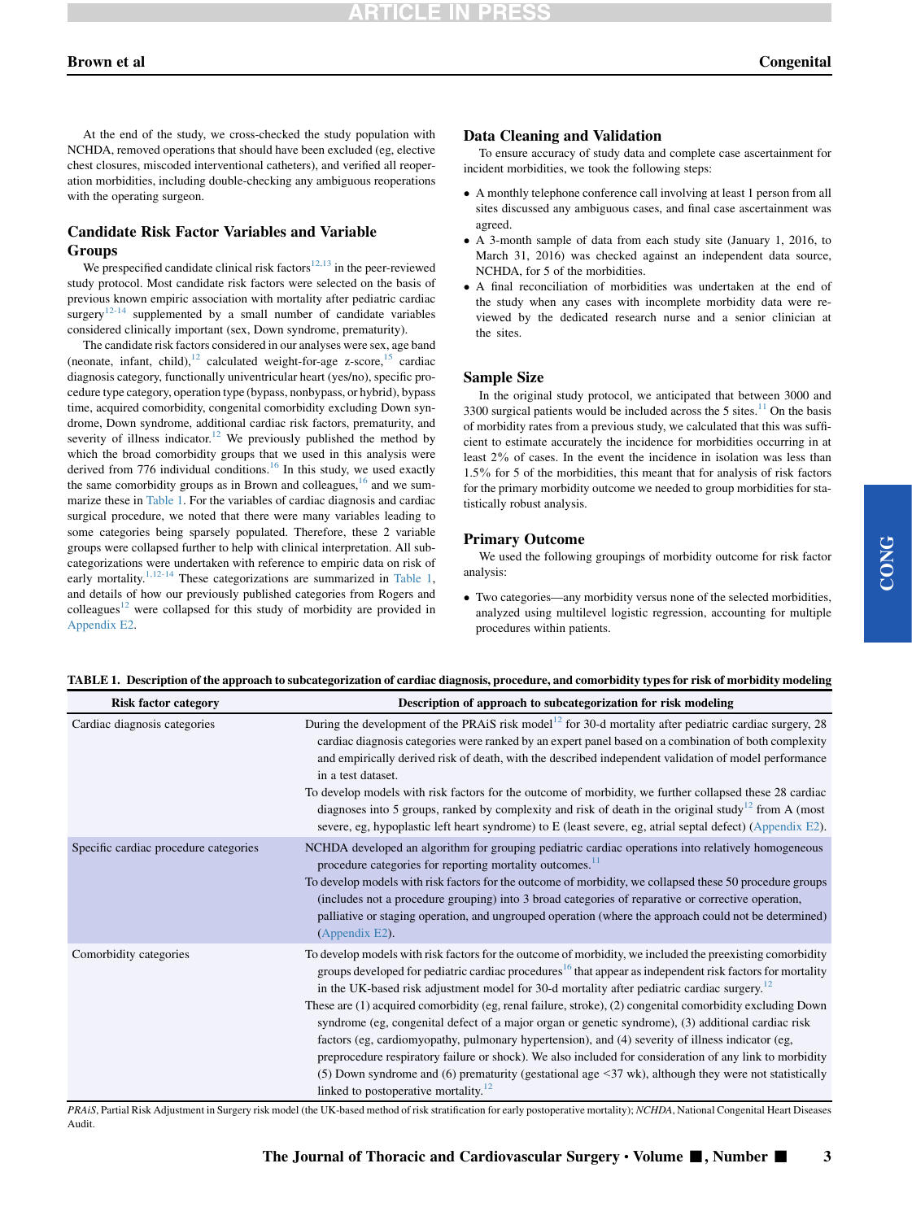At the end of the study, we cross-checked the study population with NCHDA, removed operations that should have been excluded (eg, elective chest closures, miscoded interventional catheters), and verified all reoperation morbidities, including double-checking any ambiguous reoperations with the operating surgeon.

## Candidate Risk Factor Variables and Variable Groups

We prespecified candidate clinical risk factors[12,13] in the peer-reviewed study protocol. Most candidate risk factors were selected on the basis of previous known empiric association with mortality after pediatric cardiac surgery[12-14] supplemented by a small number of candidate variables considered clinically important (sex, Down syndrome, prematurity).

The candidate risk factors considered in our analyses were sex, age band (neonate, infant, child),[12] calculated weight-for-age z-score,[15] cardiac diagnosis category, functionally univentricular heart (yes/no), specific procedure type category, operation type (bypass, nonbypass, or hybrid), bypass time, acquired comorbidity, congenital comorbidity excluding Down syndrome, Down syndrome, additional cardiac risk factors, prematurity, and severity of illness indicator.[12] We previously published the method by which the broad comorbidity groups that we used in this analysis were derived from 776 individual conditions.[16] In this study, we used exactly the same comorbidity groups as in Brown and colleagues,[16] and we summarize these in Table 1. For the variables of cardiac diagnosis and cardiac surgical procedure, we noted that there were many variables leading to some categories being sparsely populated. Therefore, these 2 variable groups were collapsed further to help with clinical interpretation. All subcategorizations were undertaken with reference to empiric data on risk of early mortality.[1,12-14] These categorizations are summarized in Table 1, and details of how our previously published categories from Rogers and colleagues[12] were collapsed for this study of morbidity are provided in Appendix E2.

## Data Cleaning and Validation

To ensure accuracy of study data and complete case ascertainment for incident morbidities, we took the following steps:

- A monthly telephone conference call involving at least 1 person from all sites discussed any ambiguous cases, and final case ascertainment was agreed.
- A 3-month sample of data from each study site (January 1, 2016, to March 31, 2016) was checked against an independent data source, NCHDA, for 5 of the morbidities.
- A final reconciliation of morbidities was undertaken at the end of the study when any cases with incomplete morbidity data were reviewed by the dedicated research nurse and a senior clinician at the sites.

## Sample Size

In the original study protocol, we anticipated that between 3000 and 3300 surgical patients would be included across the 5 sites.[11] On the basis of morbidity rates from a previous study, we calculated that this was sufficient to estimate accurately the incidence for morbidities occurring in at least 2% of cases. In the event the incidence in isolation was less than 1.5% for 5 of the morbidities, this meant that for analysis of risk factors for the primary morbidity outcome we needed to group morbidities for statistically robust analysis.

## Primary Outcome

We used the following groupings of morbidity outcome for risk factor analysis:

- Two categories—any morbidity versus none of the selected morbidities, analyzed using multilevel logistic regression, accounting for multiple procedures within patients.

**TABLE 1. Description of the approach to subcategorization of cardiac diagnosis, procedure, and comorbidity types for risk of morbidity modeling**

| Risk factor category | Description of approach to subcategorization for risk modeling |
|---|---|
| Cardiac diagnosis categories | During the development of the PRAiS risk model[12] for 30-d mortality after pediatric cardiac surgery, 28 cardiac diagnosis categories were ranked by an expert panel based on a combination of both complexity and empirically derived risk of death, with the described independent validation of model performance in a test dataset. To develop models with risk factors for the outcome of morbidity, we further collapsed these 28 cardiac diagnoses into 5 groups, ranked by complexity and risk of death in the original study[12] from A (most severe, eg, hypoplastic left heart syndrome) to E (least severe, eg, atrial septal defect) (Appendix E2). |
| Specific cardiac procedure categories | NCHDA developed an algorithm for grouping pediatric cardiac operations into relatively homogeneous procedure categories for reporting mortality outcomes.[11] To develop models with risk factors for the outcome of morbidity, we collapsed these 50 procedure groups (includes not a procedure grouping) into 3 broad categories of reparative or corrective operation, palliative or staging operation, and ungrouped operation (where the approach could not be determined) (Appendix E2). |
| Comorbidity categories | To develop models with risk factors for the outcome of morbidity, we included the preexisting comorbidity groups developed for pediatric cardiac procedures[16] that appear as independent risk factors for mortality in the UK-based risk adjustment model for 30-d mortality after pediatric cardiac surgery.[12] These are (1) acquired comorbidity (eg, renal failure, stroke), (2) congenital comorbidity excluding Down syndrome (eg, congenital defect of a major organ or genetic syndrome), (3) additional cardiac risk factors (eg, cardiomyopathy, pulmonary hypertension), and (4) severity of illness indicator (eg, preprocedure respiratory failure or shock). We also included for consideration of any link to morbidity (5) Down syndrome and (6) prematurity (gestational age <37 wk), although they were not statistically linked to postoperative mortality.[12] |

*PRAiS*, Partial Risk Adjustment in Surgery risk model (the UK-based method of risk stratification for early postoperative mortality); *NCHDA*, National Congenital Heart Diseases Audit.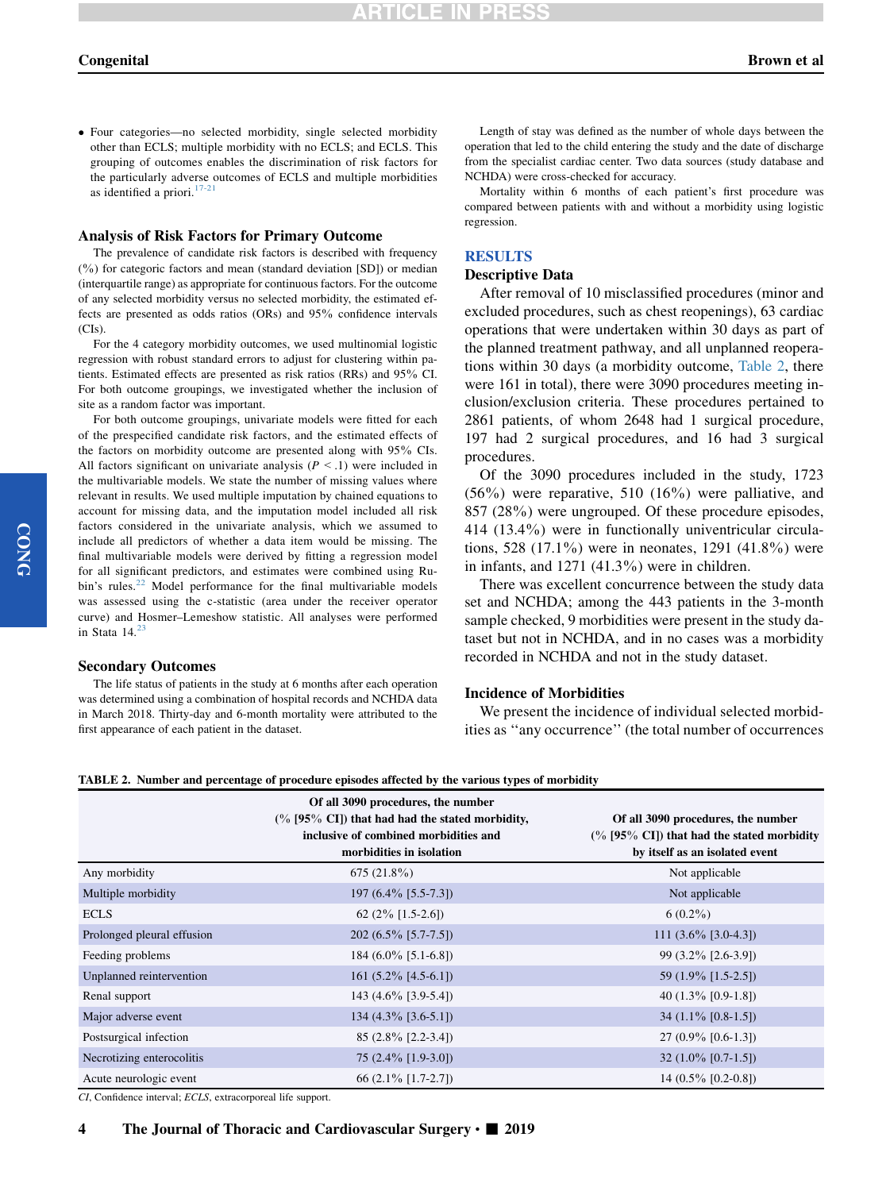- Four categories—no selected morbidity, single selected morbidity other than ECLS; multiple morbidity with no ECLS; and ECLS. This grouping of outcomes enables the discrimination of risk factors for the particularly adverse outcomes of ECLS and multiple morbidities as identified a priori.[17-21]

### Analysis of Risk Factors for Primary Outcome

The prevalence of candidate risk factors is described with frequency (%) for categoric factors and mean (standard deviation [SD]) or median (interquartile range) as appropriate for continuous factors. For the outcome of any selected morbidity versus no selected morbidity, the estimated effects are presented as odds ratios (ORs) and 95% confidence intervals (CIs).

For the 4 category morbidity outcomes, we used multinomial logistic regression with robust standard errors to adjust for clustering within patients. Estimated effects are presented as risk ratios (RRs) and 95% CI. For both outcome groupings, we investigated whether the inclusion of site as a random factor was important.

For both outcome groupings, univariate models were fitted for each of the prespecified candidate risk factors, and the estimated effects of the factors on morbidity outcome are presented along with 95% CIs. All factors significant on univariate analysis ($P < .1$) were included in the multivariable models. We state the number of missing values where relevant in results. We used multiple imputation by chained equations to account for missing data, and the imputation model included all risk factors considered in the univariate analysis, which we assumed to include all predictors of whether a data item would be missing. The final multivariable models were derived by fitting a regression model for all significant predictors, and estimates were combined using Rubin's rules.[22] Model performance for the final multivariable models was assessed using the c-statistic (area under the receiver operator curve) and Hosmer–Lemeshow statistic. All analyses were performed in Stata 14.[23]

### Secondary Outcomes

The life status of patients in the study at 6 months after each operation was determined using a combination of hospital records and NCHDA data in March 2018. Thirty-day and 6-month mortality were attributed to the first appearance of each patient in the dataset.

Length of stay was defined as the number of whole days between the operation that led to the child entering the study and the date of discharge from the specialist cardiac center. Two data sources (study database and NCHDA) were cross-checked for accuracy.

Mortality within 6 months of each patient's first procedure was compared between patients with and without a morbidity using logistic regression.

## RESULTS

### Descriptive Data

After removal of 10 misclassified procedures (minor and excluded procedures, such as chest reopenings), 63 cardiac operations that were undertaken within 30 days as part of the planned treatment pathway, and all unplanned reoperations within 30 days (a morbidity outcome, Table 2, there were 161 in total), there were 3090 procedures meeting inclusion/exclusion criteria. These procedures pertained to 2861 patients, of whom 2648 had 1 surgical procedure, 197 had 2 surgical procedures, and 16 had 3 surgical procedures.

Of the 3090 procedures included in the study, 1723 (56%) were reparative, 510 (16%) were palliative, and 857 (28%) were ungrouped. Of these procedure episodes, 414 (13.4%) were in functionally univentricular circulations, 528 (17.1%) were in neonates, 1291 (41.8%) were in infants, and 1271 (41.3%) were in children.

There was excellent concurrence between the study data set and NCHDA; among the 443 patients in the 3-month sample checked, 9 morbidities were present in the study dataset but not in NCHDA, and in no cases was a morbidity recorded in NCHDA and not in the study dataset.

### Incidence of Morbidities

We present the incidence of individual selected morbidities as "any occurrence" (the total number of occurrences

**TABLE 2. Number and percentage of procedure episodes affected by the various types of morbidity**

| | Of all 3090 procedures, the number (% [95% CI]) that had had the stated morbidity, inclusive of combined morbidities and morbidities in isolation | Of all 3090 procedures, the number (% [95% CI]) that had the stated morbidity by itself as an isolated event |
|---|---|---|
| Any morbidity | 675 (21.8%) | Not applicable |
| Multiple morbidity | 197 (6.4% [5.5-7.3]) | Not applicable |
| ECLS | 62 (2% [1.5-2.6]) | 6 (0.2%) |
| Prolonged pleural effusion | 202 (6.5% [5.7-7.5]) | 111 (3.6% [3.0-4.3]) |
| Feeding problems | 184 (6.0% [5.1-6.8]) | 99 (3.2% [2.6-3.9]) |
| Unplanned reintervention | 161 (5.2% [4.5-6.1]) | 59 (1.9% [1.5-2.5]) |
| Renal support | 143 (4.6% [3.9-5.4]) | 40 (1.3% [0.9-1.8]) |
| Major adverse event | 134 (4.3% [3.6-5.1]) | 34 (1.1% [0.8-1.5]) |
| Postsurgical infection | 85 (2.8% [2.2-3.4]) | 27 (0.9% [0.6-1.3]) |
| Necrotizing enterocolitis | 75 (2.4% [1.9-3.0]) | 32 (1.0% [0.7-1.5]) |
| Acute neurologic event | 66 (2.1% [1.7-2.7]) | 14 (0.5% [0.2-0.8]) |

*CI*, Confidence interval; *ECLS*, extracorporeal life support.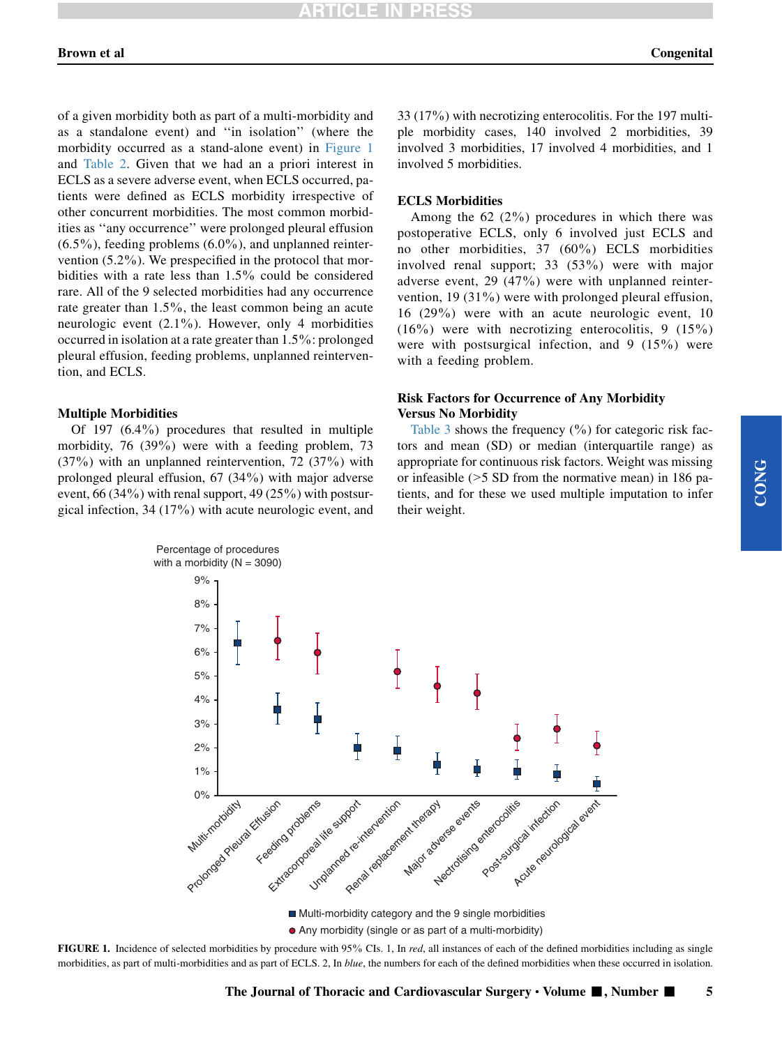of a given morbidity both as part of a multi-morbidity and as a standalone event) and "in isolation" (where the morbidity occurred as a stand-alone event) in Figure 1 and Table 2. Given that we had an a priori interest in ECLS as a severe adverse event, when ECLS occurred, patients were defined as ECLS morbidity irrespective of other concurrent morbidities. The most common morbidities as "any occurrence" were prolonged pleural effusion (6.5%), feeding problems (6.0%), and unplanned reintervention (5.2%). We prespecified in the protocol that morbidities with a rate less than 1.5% could be considered rare. All of the 9 selected morbidities had any occurrence rate greater than 1.5%, the least common being an acute neurologic event (2.1%). However, only 4 morbidities occurred in isolation at a rate greater than 1.5%: prolonged pleural effusion, feeding problems, unplanned reintervention, and ECLS.

### Multiple Morbidities

Of 197 (6.4%) procedures that resulted in multiple morbidity, 76 (39%) were with a feeding problem, 73 (37%) with an unplanned reintervention, 72 (37%) with prolonged pleural effusion, 67 (34%) with major adverse event, 66 (34%) with renal support, 49 (25%) with postsurgical infection, 34 (17%) with acute neurologic event, and 33 (17%) with necrotizing enterocolitis. For the 197 multiple morbidity cases, 140 involved 2 morbidities, 39 involved 3 morbidities, 17 involved 4 morbidities, and 1 involved 5 morbidities.

### ECLS Morbidities

Among the 62 (2%) procedures in which there was postoperative ECLS, only 6 involved just ECLS and no other morbidities, 37 (60%) ECLS morbidities involved renal support; 33 (53%) were with major adverse event, 29 (47%) were with unplanned reintervention, 19 (31%) were with prolonged pleural effusion, 16 (29%) were with an acute neurologic event, 10 (16%) were with necrotizing enterocolitis, 9 (15%) were with postsurgical infection, and 9 (15%) were with a feeding problem.

### Risk Factors for Occurrence of Any Morbidity Versus No Morbidity

Table 3 shows the frequency (%) for categoric risk factors and mean (SD) or median (interquartile range) as appropriate for continuous risk factors. Weight was missing or infeasible (>5 SD from the normative mean) in 186 patients, and for these we used multiple imputation to infer their weight.

**FIGURE 1.** Incidence of selected morbidities by procedure with 95% CIs. 1, In *red*, all instances of each of the defined morbidities including as single morbidities, as part of multi-morbidities and as part of ECLS. 2, In *blue*, the numbers for each of the defined morbidities when these occurred in isolation.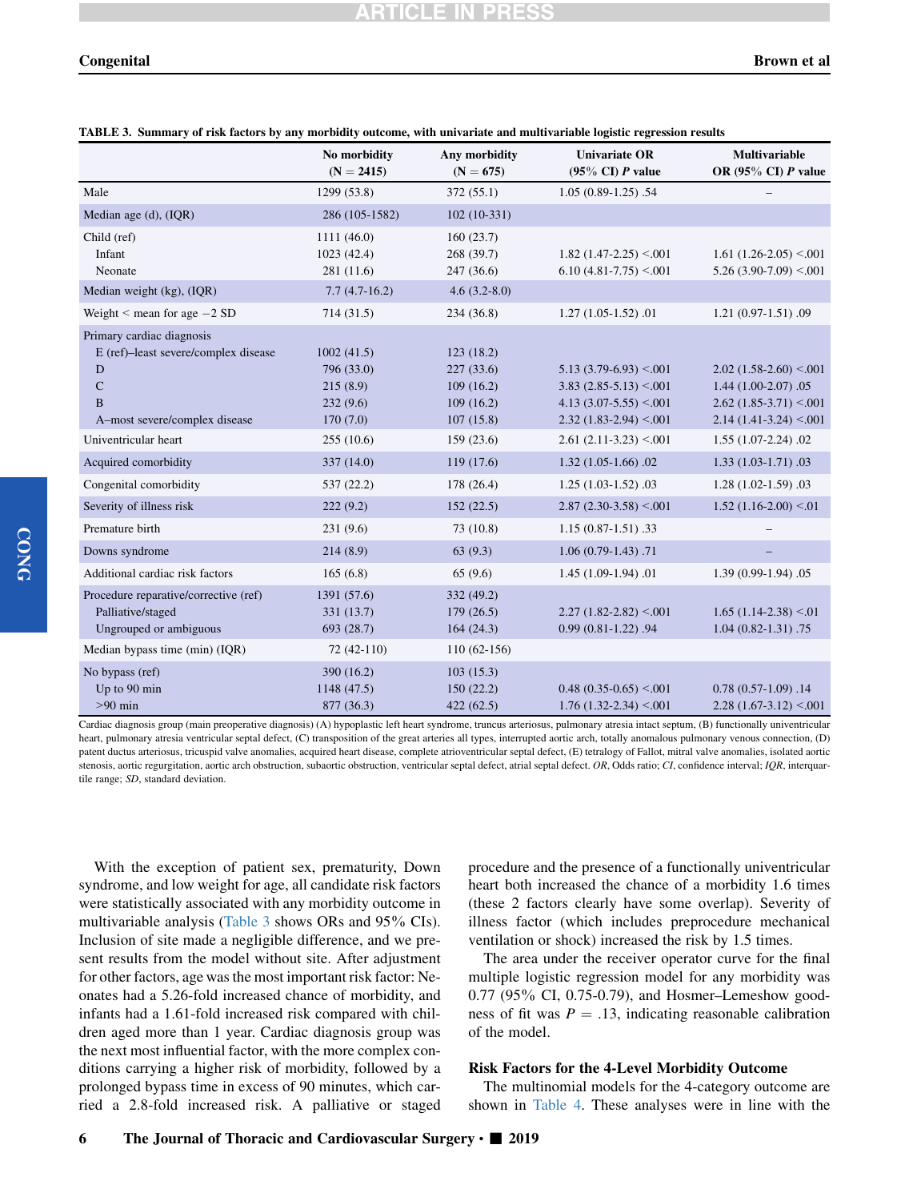**TABLE 3. Summary of risk factors by any morbidity outcome, with univariate and multivariable logistic regression results**

| | No morbidity (N = 2415) | Any morbidity (N = 675) | Univariate OR (95% CI) *P* value | Multivariable OR (95% CI) *P* value |
|---|---|---|---|---|
| Male | 1299 (53.8) | 372 (55.1) | 1.05 (0.89-1.25) .54 | – |
| Median age (d), (IQR) | 286 (105-1582) | 102 (10-331) | | |
| Child (ref) | 1111 (46.0) | 160 (23.7) | | |
| Infant | 1023 (42.4) | 268 (39.7) | 1.82 (1.47-2.25) <.001 | 1.61 (1.26-2.05) <.001 |
| Neonate | 281 (11.6) | 247 (36.6) | 6.10 (4.81-7.75) <.001 | 5.26 (3.90-7.09) <.001 |
| Median weight (kg), (IQR) | 7.7 (4.7-16.2) | 4.6 (3.2-8.0) | | |
| Weight < mean for age −2 SD | 714 (31.5) | 234 (36.8) | 1.27 (1.05-1.52) .01 | 1.21 (0.97-1.51) .09 |
| Primary cardiac diagnosis | | | | |
| E (ref)–least severe/complex disease | 1002 (41.5) | 123 (18.2) | | |
| D | 796 (33.0) | 227 (33.6) | 5.13 (3.79-6.93) <.001 | 2.02 (1.58-2.60) <.001 |
| C | 215 (8.9) | 109 (16.2) | 3.83 (2.85-5.13) <.001 | 1.44 (1.00-2.07) .05 |
| B | 232 (9.6) | 109 (16.2) | 4.13 (3.07-5.55) <.001 | 2.62 (1.85-3.71) <.001 |
| A–most severe/complex disease | 170 (7.0) | 107 (15.8) | 2.32 (1.83-2.94) <.001 | 2.14 (1.41-3.24) <.001 |
| Univentricular heart | 255 (10.6) | 159 (23.6) | 2.61 (2.11-3.23) <.001 | 1.55 (1.07-2.24) .02 |
| Acquired comorbidity | 337 (14.0) | 119 (17.6) | 1.32 (1.05-1.66) .02 | 1.33 (1.03-1.71) .03 |
| Congenital comorbidity | 537 (22.2) | 178 (26.4) | 1.25 (1.03-1.52) .03 | 1.28 (1.02-1.59) .03 |
| Severity of illness risk | 222 (9.2) | 152 (22.5) | 2.87 (2.30-3.58) <.001 | 1.52 (1.16-2.00) <.01 |
| Premature birth | 231 (9.6) | 73 (10.8) | 1.15 (0.87-1.51) .33 | – |
| Downs syndrome | 214 (8.9) | 63 (9.3) | 1.06 (0.79-1.43) .71 | – |
| Additional cardiac risk factors | 165 (6.8) | 65 (9.6) | 1.45 (1.09-1.94) .01 | 1.39 (0.99-1.94) .05 |
| Procedure reparative/corrective (ref) | 1391 (57.6) | 332 (49.2) | | |
| Palliative/staged | 331 (13.7) | 179 (26.5) | 2.27 (1.82-2.82) <.001 | 1.65 (1.14-2.38) <.01 |
| Ungrouped or ambiguous | 693 (28.7) | 164 (24.3) | 0.99 (0.81-1.22) .94 | 1.04 (0.82-1.31) .75 |
| Median bypass time (min) (IQR) | 72 (42-110) | 110 (62-156) | | |
| No bypass (ref) | 390 (16.2) | 103 (15.3) | | |
| Up to 90 min | 1148 (47.5) | 150 (22.2) | 0.48 (0.35-0.65) <.001 | 0.78 (0.57-1.09) .14 |
| >90 min | 877 (36.3) | 422 (62.5) | 1.76 (1.32-2.34) <.001 | 2.28 (1.67-3.12) <.001 |

Cardiac diagnosis group (main preoperative diagnosis) (A) hypoplastic left heart syndrome, truncus arteriosus, pulmonary atresia intact septum, (B) functionally univentricular heart, pulmonary atresia ventricular septal defect, (C) transposition of the great arteries all types, interrupted aortic arch, totally anomalous pulmonary venous connection, (D) patent ductus arteriosus, tricuspid valve anomalies, acquired heart disease, complete atrioventricular septal defect, (E) tetralogy of Fallot, mitral valve anomalies, isolated aortic stenosis, aortic regurgitation, aortic arch obstruction, subaortic obstruction, ventricular septal defect, atrial septal defect. *OR*, Odds ratio; *CI*, confidence interval; *IQR*, interquartile range; *SD*, standard deviation.

With the exception of patient sex, prematurity, Down syndrome, and low weight for age, all candidate risk factors were statistically associated with any morbidity outcome in multivariable analysis (Table 3 shows ORs and 95% CIs). Inclusion of site made a negligible difference, and we present results from the model without site. After adjustment for other factors, age was the most important risk factor: Neonates had a 5.26-fold increased chance of morbidity, and infants had a 1.61-fold increased risk compared with children aged more than 1 year. Cardiac diagnosis group was the next most influential factor, with the more complex conditions carrying a higher risk of morbidity, followed by a prolonged bypass time in excess of 90 minutes, which carried a 2.8-fold increased risk. A palliative or staged procedure and the presence of a functionally univentricular heart both increased the chance of a morbidity 1.6 times (these 2 factors clearly have some overlap). Severity of illness factor (which includes preprocedure mechanical ventilation or shock) increased the risk by 1.5 times.

The area under the receiver operator curve for the final multiple logistic regression model for any morbidity was 0.77 (95% CI, 0.75-0.79), and Hosmer–Lemeshow goodness of fit was $P = .13$, indicating reasonable calibration of the model.

### Risk Factors for the 4-Level Morbidity Outcome

The multinomial models for the 4-category outcome are shown in Table 4. These analyses were in line with the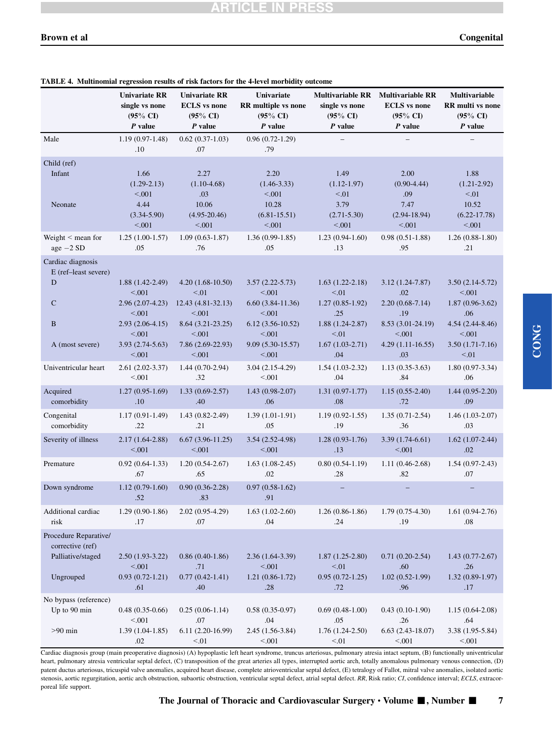**TABLE 4. Multinomial regression results of risk factors for the 4-level morbidity outcome**

| | Univariate RR single vs none (95% CI) *P* value | Univariate RR ECLS vs none (95% CI) *P* value | Univariate RR multiple vs none (95% CI) *P* value | Multivariable RR single vs none (95% CI) *P* value | Multivariable RR ECLS vs none (95% CI) *P* value | Multivariable RR multi vs none (95% CI) *P* value |
|---|---|---|---|---|---|---|
| Male | 1.19 (0.97-1.48) .10 | 0.62 (0.37-1.03) .07 | 0.96 (0.72-1.29) .79 | – | – | – |
| Child (ref) | | | | | | |
| Infant | 1.66 (1.29-2.13) <.001 | 2.27 (1.10-4.68) .03 | 2.20 (1.46-3.33) <.001 | 1.49 (1.12-1.97) <.01 | 2.00 (0.90-4.44) .09 | 1.88 (1.21-2.92) <.01 |
| Neonate | 4.44 (3.34-5.90) <.001 | 10.06 (4.95-20.46) <.001 | 10.28 (6.81-15.51) <.001 | 3.79 (2.71-5.30) <.001 | 7.47 (2.94-18.94) <.001 | 10.52 (6.22-17.78) <.001 |
| Weight < mean for age −2 SD | 1.25 (1.00-1.57) .05 | 1.09 (0.63-1.87) .76 | 1.36 (0.99-1.85) .05 | 1.23 (0.94-1.60) .13 | 0.98 (0.51-1.88) .95 | 1.26 (0.88-1.80) .21 |
| Cardiac diagnosis E (ref–least severe) | | | | | | |
| D | 1.88 (1.42-2.49) <.001 | 4.20 (1.68-10.50) <.01 | 3.57 (2.22-5.73) <.001 | 1.63 (1.22-2.18) <.01 | 3.12 (1.24-7.87) .02 | 3.50 (2.14-5.72) <.001 |
| C | 2.96 (2.07-4.23) <.001 | 12.43 (4.81-32.13) <.001 | 6.60 (3.84-11.36) <.001 | 1.27 (0.85-1.92) .25 | 2.20 (0.68-7.14) .19 | 1.87 (0.96-3.62) .06 |
| B | 2.93 (2.06-4.15) <.001 | 8.64 (3.21-23.25) <.001 | 6.12 (3.56-10.52) <.001 | 1.88 (1.24-2.87) <.01 | 8.53 (3.01-24.19) <.001 | 4.54 (2.44-8.46) <.001 |
| A (most severe) | 3.93 (2.74-5.63) <.001 | 7.86 (2.69-22.93) <.001 | 9.09 (5.30-15.57) <.001 | 1.67 (1.03-2.71) .04 | 4.29 (1.11-16.55) .03 | 3.50 (1.71-7.16) <.01 |
| Univentricular heart | 2.61 (2.02-3.37) <.001 | 1.44 (0.70-2.94) .32 | 3.04 (2.15-4.29) <.001 | 1.54 (1.03-2.32) .04 | 1.13 (0.35-3.63) .84 | 1.80 (0.97-3.34) .06 |
| Acquired comorbidity | 1.27 (0.95-1.69) .10 | 1.33 (0.69-2.57) .40 | 1.43 (0.98-2.07) .06 | 1.31 (0.97-1.77) .08 | 1.15 (0.55-2.40) .72 | 1.44 (0.95-2.20) .09 |
| Congenital comorbidity | 1.17 (0.91-1.49) .22 | 1.43 (0.82-2.49) .21 | 1.39 (1.01-1.91) .05 | 1.19 (0.92-1.55) .19 | 1.35 (0.71-2.54) .36 | 1.46 (1.03-2.07) .03 |
| Severity of illness | 2.17 (1.64-2.88) <.001 | 6.67 (3.96-11.25) <.001 | 3.54 (2.52-4.98) <.001 | 1.28 (0.93-1.76) .13 | 3.39 (1.74-6.61) <.001 | 1.62 (1.07-2.44) .02 |
| Premature | 0.92 (0.64-1.33) .67 | 1.20 (0.54-2.67) .65 | 1.63 (1.08-2.45) .02 | 0.80 (0.54-1.19) .28 | 1.11 (0.46-2.68) .82 | 1.54 (0.97-2.43) .07 |
| Down syndrome | 1.12 (0.79-1.60) .52 | 0.90 (0.36-2.28) .83 | 0.97 (0.58-1.62) .91 | – | – | – |
| Additional cardiac risk | 1.29 (0.90-1.86) .17 | 2.02 (0.95-4.29) .07 | 1.63 (1.02-2.60) .04 | 1.26 (0.86-1.86) .24 | 1.79 (0.75-4.30) .19 | 1.61 (0.94-2.76) .08 |
| Procedure Reparative/corrective (ref) | | | | | | |
| Palliative/staged | 2.50 (1.93-3.22) <.001 | 0.86 (0.40-1.86) .71 | 2.36 (1.64-3.39) <.001 | 1.87 (1.25-2.80) <.01 | 0.71 (0.20-2.54) .60 | 1.43 (0.77-2.67) .26 |
| Ungrouped | 0.93 (0.72-1.21) .61 | 0.77 (0.42-1.41) .40 | 1.21 (0.86-1.72) .28 | 0.95 (0.72-1.25) .72 | 1.02 (0.52-1.99) .96 | 1.32 (0.89-1.97) .17 |
| No bypass (reference) | | | | | | |
| Up to 90 min | 0.48 (0.35-0.66) <.001 | 0.25 (0.06-1.14) .07 | 0.58 (0.35-0.97) .04 | 0.69 (0.48-1.00) .05 | 0.43 (0.10-1.90) .26 | 1.15 (0.64-2.08) .64 |
| >90 min | 1.39 (1.04-1.85) .02 | 6.11 (2.20-16.99) <.01 | 2.45 (1.56-3.84) <.001 | 1.76 (1.24-2.50) <.01 | 6.63 (2.43-18.07) <.001 | 3.38 (1.95-5.84) <.001 |

Cardiac diagnosis group (main preoperative diagnosis) (A) hypoplastic left heart syndrome, truncus arteriosus, pulmonary atresia intact septum, (B) functionally univentricular heart, pulmonary atresia ventricular septal defect, (C) transposition of the great arteries all types, interrupted aortic arch, totally anomalous pulmonary venous connection, (D) patent ductus arteriosus, tricuspid valve anomalies, acquired heart disease, complete atrioventricular septal defect, (E) tetralogy of Fallot, mitral valve anomalies, isolated aortic stenosis, aortic regurgitation, aortic arch obstruction, subaortic obstruction, ventricular septal defect, atrial septal defect. *RR*, Risk ratio; *CI*, confidence interval; *ECLS*, extracorporeal life support.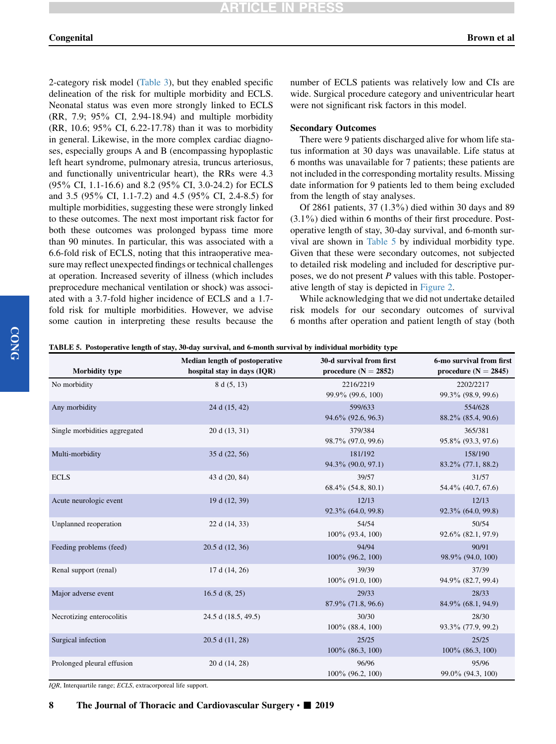2-category risk model (Table 3), but they enabled specific delineation of the risk for multiple morbidity and ECLS. Neonatal status was even more strongly linked to ECLS (RR, 7.9; 95% CI, 2.94-18.94) and multiple morbidity (RR, 10.6; 95% CI, 6.22-17.78) than it was to morbidity in general. Likewise, in the more complex cardiac diagnoses, especially groups A and B (encompassing hypoplastic left heart syndrome, pulmonary atresia, truncus arteriosus, and functionally univentricular heart), the RRs were 4.3 (95% CI, 1.1-16.6) and 8.2 (95% CI, 3.0-24.2) for ECLS and 3.5 (95% CI, 1.1-7.2) and 4.5 (95% CI, 2.4-8.5) for multiple morbidities, suggesting these were strongly linked to these outcomes. The next most important risk factor for both these outcomes was prolonged bypass time more than 90 minutes. In particular, this was associated with a 6.6-fold risk of ECLS, noting that this intraoperative measure may reflect unexpected findings or technical challenges at operation. Increased severity of illness (which includes preprocedure mechanical ventilation or shock) was associated with a 3.7-fold higher incidence of ECLS and a 1.7-fold risk for multiple morbidities. However, we advise some caution in interpreting these results because the number of ECLS patients was relatively low and CIs are wide. Surgical procedure category and univentricular heart were not significant risk factors in this model.

### Secondary Outcomes

There were 9 patients discharged alive for whom life status information at 30 days was unavailable. Life status at 6 months was unavailable for 7 patients; these patients are not included in the corresponding mortality results. Missing date information for 9 patients led to them being excluded from the length of stay analyses.

Of 2861 patients, 37 (1.3%) died within 30 days and 89 (3.1%) died within 6 months of their first procedure. Postoperative length of stay, 30-day survival, and 6-month survival are shown in Table 5 by individual morbidity type. Given that these were secondary outcomes, not subjected to detailed risk modeling and included for descriptive purposes, we do not present *P* values with this table. Postoperative length of stay is depicted in Figure 2.

While acknowledging that we did not undertake detailed risk models for our secondary outcomes of survival 6 months after operation and patient length of stay (both

**TABLE 5. Postoperative length of stay, 30-day survival, and 6-month survival by individual morbidity type**

| Morbidity type | Median length of postoperative hospital stay in days (IQR) | 30-d survival from first procedure (N = 2852) | 6-mo survival from first procedure (N = 2845) |
|---|---|---|---|
| No morbidity | 8 d (5, 13) | 2216/2219<br>99.9% (99.6, 100) | 2202/2217<br>99.3% (98.9, 99.6) |
| Any morbidity | 24 d (15, 42) | 599/633<br>94.6% (92.6, 96.3) | 554/628<br>88.2% (85.4, 90.6) |
| Single morbidities aggregated | 20 d (13, 31) | 379/384<br>98.7% (97.0, 99.6) | 365/381<br>95.8% (93.3, 97.6) |
| Multi-morbidity | 35 d (22, 56) | 181/192<br>94.3% (90.0, 97.1) | 158/190<br>83.2% (77.1, 88.2) |
| ECLS | 43 d (20, 84) | 39/57<br>68.4% (54.8, 80.1) | 31/57<br>54.4% (40.7, 67.6) |
| Acute neurologic event | 19 d (12, 39) | 12/13<br>92.3% (64.0, 99.8) | 12/13<br>92.3% (64.0, 99.8) |
| Unplanned reoperation | 22 d (14, 33) | 54/54<br>100% (93.4, 100) | 50/54<br>92.6% (82.1, 97.9) |
| Feeding problems (feed) | 20.5 d (12, 36) | 94/94<br>100% (96.2, 100) | 90/91<br>98.9% (94.0, 100) |
| Renal support (renal) | 17 d (14, 26) | 39/39<br>100% (91.0, 100) | 37/39<br>94.9% (82.7, 99.4) |
| Major adverse event | 16.5 d (8, 25) | 29/33<br>87.9% (71.8, 96.6) | 28/33<br>84.9% (68.1, 94.9) |
| Necrotizing enterocolitis | 24.5 d (18.5, 49.5) | 30/30<br>100% (88.4, 100) | 28/30<br>93.3% (77.9, 99.2) |
| Surgical infection | 20.5 d (11, 28) | 25/25<br>100% (86.3, 100) | 25/25<br>100% (86.3, 100) |
| Prolonged pleural effusion | 20 d (14, 28) | 96/96<br>100% (96.2, 100) | 95/96<br>99.0% (94.3, 100) |

*IQR*, Interquartile range; *ECLS*, extracorporeal life support.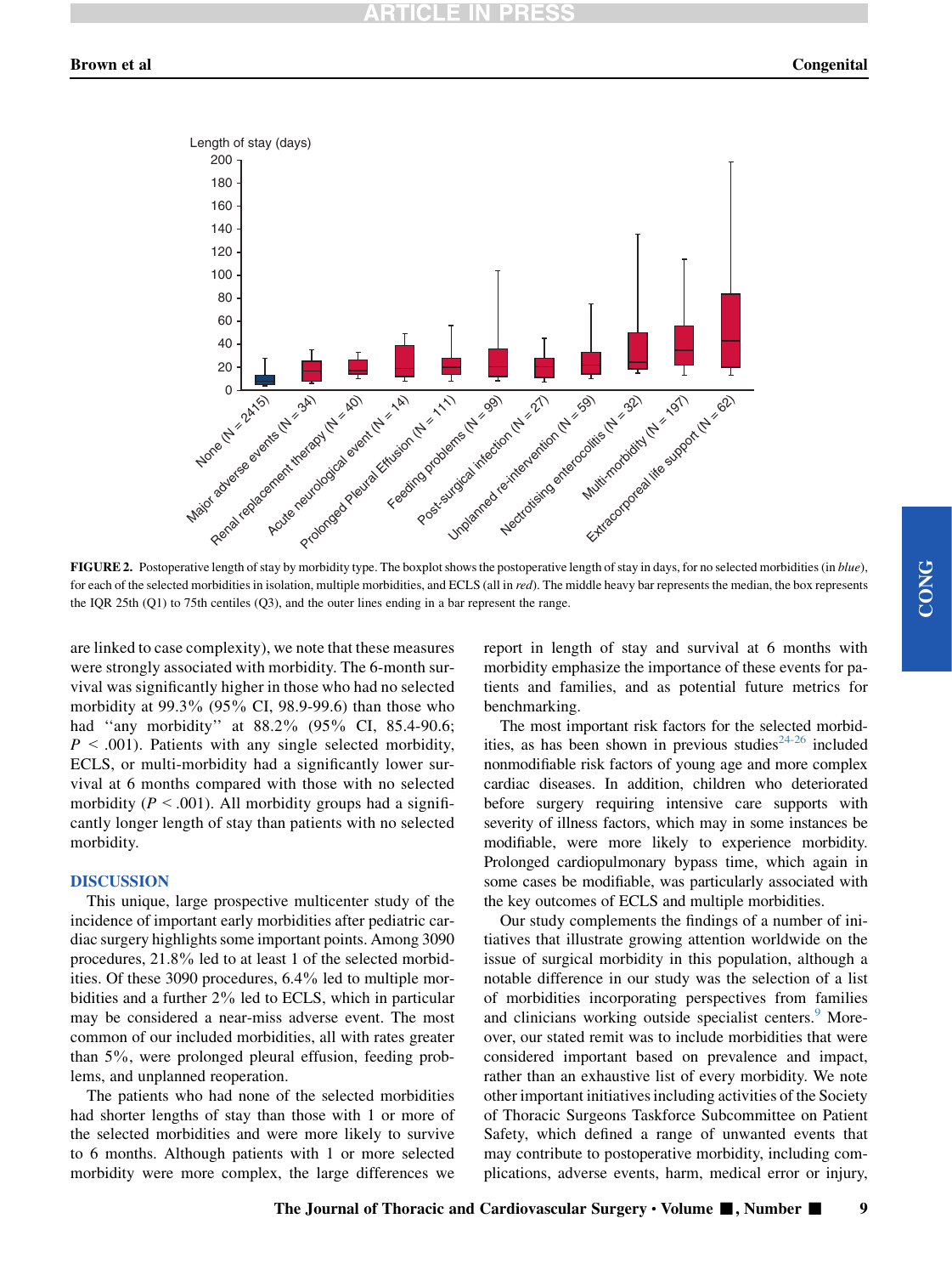FIGURE 2. Postoperative length of stay by morbidity type. The boxplot shows the postoperative length of stay in days, for no selected morbidities (in *blue*), for each of the selected morbidities in isolation, multiple morbidities, and ECLS (all in *red*). The middle heavy bar represents the median, the box represents the IQR 25th (Q1) to 75th centiles (Q3), and the outer lines ending in a bar represent the range.

are linked to case complexity), we note that these measures were strongly associated with morbidity. The 6-month survival was significantly higher in those who had no selected morbidity at 99.3% (95% CI, 98.9-99.6) than those who had "any morbidity" at 88.2% (95% CI, 85.4-90.6; $P < .001$). Patients with any single selected morbidity, ECLS, or multi-morbidity had a significantly lower survival at 6 months compared with those with no selected morbidity ($P < .001$). All morbidity groups had a significantly longer length of stay than patients with no selected morbidity.

## DISCUSSION

This unique, large prospective multicenter study of the incidence of important early morbidities after pediatric cardiac surgery highlights some important points. Among 3090 procedures, 21.8% led to at least 1 of the selected morbidities. Of these 3090 procedures, 6.4% led to multiple morbidities and a further 2% led to ECLS, which in particular may be considered a near-miss adverse event. The most common of our included morbidities, all with rates greater than 5%, were prolonged pleural effusion, feeding problems, and unplanned reoperation.

The patients who had none of the selected morbidities had shorter lengths of stay than those with 1 or more of the selected morbidities and were more likely to survive to 6 months. Although patients with 1 or more selected morbidity were more complex, the large differences we report in length of stay and survival at 6 months with morbidity emphasize the importance of these events for patients and families, and as potential future metrics for benchmarking.

The most important risk factors for the selected morbidities, as has been shown in previous studies[24-26] included nonmodifiable risk factors of young age and more complex cardiac diseases. In addition, children who deteriorated before surgery requiring intensive care supports with severity of illness factors, which may in some instances be modifiable, were more likely to experience morbidity. Prolonged cardiopulmonary bypass time, which again in some cases be modifiable, was particularly associated with the key outcomes of ECLS and multiple morbidities.

Our study complements the findings of a number of initiatives that illustrate growing attention worldwide on the issue of surgical morbidity in this population, although a notable difference in our study was the selection of a list of morbidities incorporating perspectives from families and clinicians working outside specialist centers.[9] Moreover, our stated remit was to include morbidities that were considered important based on prevalence and impact, rather than an exhaustive list of every morbidity. We note other important initiatives including activities of the Society of Thoracic Surgeons Taskforce Subcommittee on Patient Safety, which defined a range of unwanted events that may contribute to postoperative morbidity, including complications, adverse events, harm, medical error or injury,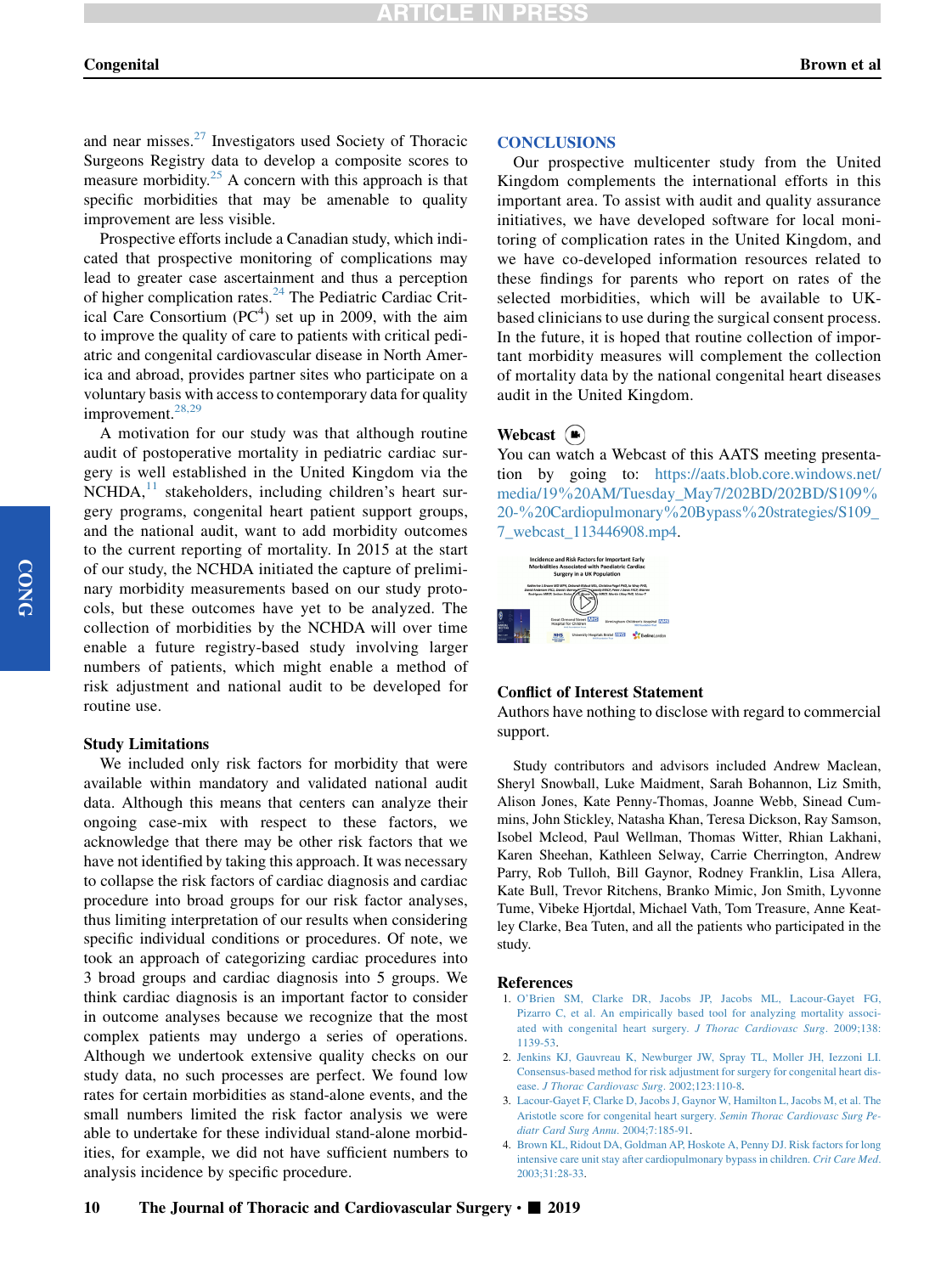and near misses.[27] Investigators used Society of Thoracic Surgeons Registry data to develop a composite scores to measure morbidity.[25] A concern with this approach is that specific morbidities that may be amenable to quality improvement are less visible.

Prospective efforts include a Canadian study, which indicated that prospective monitoring of complications may lead to greater case ascertainment and thus a perception of higher complication rates.[24] The Pediatric Cardiac Critical Care Consortium ($PC^4$) set up in 2009, with the aim to improve the quality of care to patients with critical pediatric and congenital cardiovascular disease in North America and abroad, provides partner sites who participate on a voluntary basis with access to contemporary data for quality improvement.[28,29]

A motivation for our study was that although routine audit of postoperative mortality in pediatric cardiac surgery is well established in the United Kingdom via the NCHDA,[11] stakeholders, including children's heart surgery programs, congenital heart patient support groups, and the national audit, want to add morbidity outcomes to the current reporting of mortality. In 2015 at the start of our study, the NCHDA initiated the capture of preliminary morbidity measurements based on our study protocols, but these outcomes have yet to be analyzed. The collection of morbidities by the NCHDA will over time enable a future registry-based study involving larger numbers of patients, which might enable a method of risk adjustment and national audit to be developed for routine use.

### Study Limitations

We included only risk factors for morbidity that were available within mandatory and validated national audit data. Although this means that centers can analyze their ongoing case-mix with respect to these factors, we acknowledge that there may be other risk factors that we have not identified by taking this approach. It was necessary to collapse the risk factors of cardiac diagnosis and cardiac procedure into broad groups for our risk factor analyses, thus limiting interpretation of our results when considering specific individual conditions or procedures. Of note, we took an approach of categorizing cardiac procedures into 3 broad groups and cardiac diagnosis into 5 groups. We think cardiac diagnosis is an important factor to consider in outcome analyses because we recognize that the most complex patients may undergo a series of operations. Although we undertook extensive quality checks on our study data, no such processes are perfect. We found low rates for certain morbidities as stand-alone events, and the small numbers limited the risk factor analysis we were able to undertake for these individual stand-alone morbidities, for example, we did not have sufficient numbers to analysis incidence by specific procedure.

## CONCLUSIONS

Our prospective multicenter study from the United Kingdom complements the international efforts in this important area. To assist with audit and quality assurance initiatives, we have developed software for local monitoring of complication rates in the United Kingdom, and we have co-developed information resources related to these findings for parents who report on rates of the selected morbidities, which will be available to UK-based clinicians to use during the surgical consent process. In the future, it is hoped that routine collection of important morbidity measures will complement the collection of mortality data by the national congenital heart diseases audit in the United Kingdom.

### Webcast

You can watch a Webcast of this AATS meeting presentation by going to: https://aats.blob.core.windows.net/media/19%20AM/Tuesday_May7/202BD/202BD/S109%20-%20Cardiopulmonary%20Bypass%20strategies/S109_7_webcast_113446908.mp4.

### Conflict of Interest Statement

Authors have nothing to disclose with regard to commercial support.

Study contributors and advisors included Andrew Maclean, Sheryl Snowball, Luke Maidment, Sarah Bohannon, Liz Smith, Alison Jones, Kate Penny-Thomas, Joanne Webb, Sinead Cummins, John Stickley, Natasha Khan, Teresa Dickson, Ray Samson, Isobel Mcleod, Paul Wellman, Thomas Witter, Rhian Lakhani, Karen Sheehan, Kathleen Selway, Carrie Cherrington, Andrew Parry, Rob Tulloh, Bill Gaynor, Rodney Franklin, Lisa Allera, Kate Bull, Trevor Ritchens, Branko Mimic, Jon Smith, Lyvonne Tume, Vibeke Hjortdal, Michael Vath, Tom Treasure, Anne Keatley Clarke, Bea Tuten, and all the patients who participated in the study.

## References

1. O'Brien SM, Clarke DR, Jacobs JP, Jacobs ML, Lacour-Gayet FG, Pizarro C, et al. An empirically based tool for analyzing mortality associated with congenital heart surgery. *J Thorac Cardiovasc Surg*. 2009;138:1139-53.
2. Jenkins KJ, Gauvreau K, Newburger JW, Spray TL, Moller JH, Iezzoni LI. Consensus-based method for risk adjustment for surgery for congenital heart disease. *J Thorac Cardiovasc Surg*. 2002;123:110-8.
3. Lacour-Gayet F, Clarke D, Jacobs J, Gaynor W, Hamilton L, Jacobs M, et al. The Aristotle score for congenital heart surgery. *Semin Thorac Cardiovasc Surg Pediatr Card Surg Annu*. 2004;7:185-91.
4. Brown KL, Ridout DA, Goldman AP, Hoskote A, Penny DJ. Risk factors for long intensive care unit stay after cardiopulmonary bypass in children. *Crit Care Med*. 2003;31:28-33.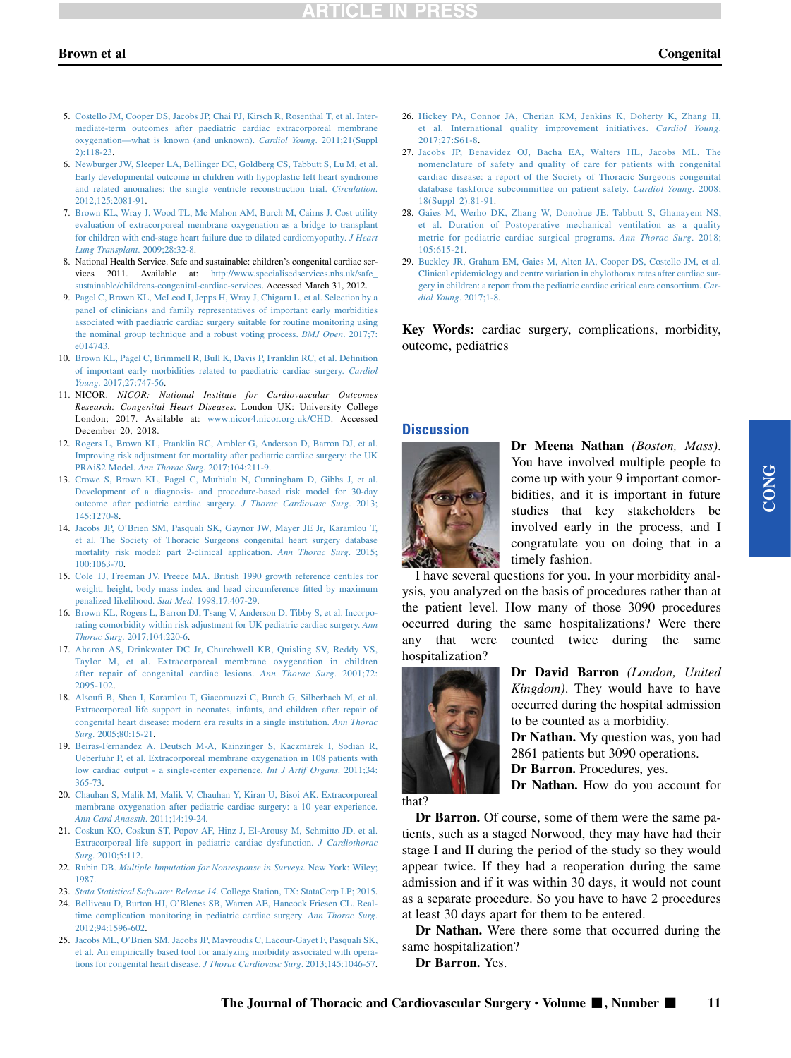5. Costello JM, Cooper DS, Jacobs JP, Chai PJ, Kirsch R, Rosenthal T, et al. Intermediate-term outcomes after paediatric cardiac extracorporeal membrane oxygenation—what is known (and unknown). *Cardiol Young*. 2011;21(Suppl 2):118-23.
6. Newburger JW, Sleeper LA, Bellinger DC, Goldberg CS, Tabbutt S, Lu M, et al. Early developmental outcome in children with hypoplastic left heart syndrome and related anomalies: the single ventricle reconstruction trial. *Circulation*. 2012;125:2081-91.
7. Brown KL, Wray J, Wood TL, Mc Mahon AM, Burch M, Cairns J. Cost utility evaluation of extracorporeal membrane oxygenation as a bridge to transplant for children with end-stage heart failure due to dilated cardiomyopathy. *J Heart Lung Transplant*. 2009;28:32-8.
8. National Health Service. Safe and sustainable: children's congenital cardiac services 2011. Available at: http://www.specialisedservices.nhs.uk/safe_sustainable/childrens-congenital-cardiac-services. Accessed March 31, 2012.
9. Pagel C, Brown KL, McLeod I, Jepps H, Wray J, Chigaru L, et al. Selection by a panel of clinicians and family representatives of important early morbidities associated with paediatric cardiac surgery suitable for routine monitoring using the nominal group technique and a robust voting process. *BMJ Open*. 2017;7:e014743.
10. Brown KL, Pagel C, Brimmell R, Bull K, Davis P, Franklin RC, et al. Definition of important early morbidities related to paediatric cardiac surgery. *Cardiol Young*. 2017;27:747-56.
11. NICOR. *NICOR: National Institute for Cardiovascular Outcomes Research: Congenital Heart Diseases*. London UK: University College London; 2017. Available at: www.nicor4.nicor.org.uk/CHD. Accessed December 20, 2018.
12. Rogers L, Brown KL, Franklin RC, Ambler G, Anderson D, Barron DJ, et al. Improving risk adjustment for mortality after pediatric cardiac surgery: the UK PRAiS2 Model. *Ann Thorac Surg*. 2017;104:211-9.
13. Crowe S, Brown KL, Pagel C, Muthialu N, Cunningham D, Gibbs J, et al. Development of a diagnosis- and procedure-based risk model for 30-day outcome after pediatric cardiac surgery. *J Thorac Cardiovasc Surg*. 2013;145:1270-8.
14. Jacobs JP, O'Brien SM, Pasquali SK, Gaynor JW, Mayer JE Jr, Karamlou T, et al. The Society of Thoracic Surgeons congenital heart surgery database mortality risk model: part 2-clinical application. *Ann Thorac Surg*. 2015;100:1063-70.
15. Cole TJ, Freeman JV, Preece MA. British 1990 growth reference centiles for weight, height, body mass index and head circumference fitted by maximum penalized likelihood. *Stat Med*. 1998;17:407-29.
16. Brown KL, Rogers L, Barron DJ, Tsang V, Anderson D, Tibby S, et al. Incorporating comorbidity within risk adjustment for UK pediatric cardiac surgery. *Ann Thorac Surg*. 2017;104:220-6.
17. Aharon AS, Drinkwater DC Jr, Churchwell KB, Quisling SV, Reddy VS, Taylor M, et al. Extracorporeal membrane oxygenation in children after repair of congenital cardiac lesions. *Ann Thorac Surg*. 2001;72:2095-102.
18. Alsoufi B, Shen I, Karamlou T, Giacomuzzi C, Burch G, Silberbach M, et al. Extracorporeal life support in neonates, infants, and children after repair of congenital heart disease: modern era results in a single institution. *Ann Thorac Surg*. 2005;80:15-21.
19. Beiras-Fernandez A, Deutsch M-A, Kainzinger S, Kaczmarek I, Sodian R, Ueberfuhr P, et al. Extracorporeal membrane oxygenation in 108 patients with low cardiac output - a single-center experience. *Int J Artif Organs*. 2011;34:365-73.
20. Chauhan S, Malik M, Malik V, Chauhan Y, Kiran U, Bisoi AK. Extracorporeal membrane oxygenation after pediatric cardiac surgery: a 10 year experience. *Ann Card Anaesth*. 2011;14:19-24.
21. Coskun KO, Coskun ST, Popov AF, Hinz J, El-Arousy M, Schmitto JD, et al. Extracorporeal life support in pediatric cardiac dysfunction. *J Cardiothorac Surg*. 2010;5:112.
22. Rubin DB. *Multiple Imputation for Nonresponse in Surveys*. New York: Wiley; 1987.
23. *Stata Statistical Software: Release 14*. College Station, TX: StataCorp LP; 2015.
24. Belliveau D, Burton HJ, O'Blenes SB, Warren AE, Hancock Friesen CL. Real-time complication monitoring in pediatric cardiac surgery. *Ann Thorac Surg*. 2012;94:1596-602.
25. Jacobs ML, O'Brien SM, Jacobs JP, Mavroudis C, Lacour-Gayet F, Pasquali SK, et al. An empirically based tool for analyzing morbidity associated with operations for congenital heart disease. *J Thorac Cardiovasc Surg*. 2013;145:1046-57.
26. Hickey PA, Connor JA, Cherian KM, Jenkins K, Doherty K, Zhang H, et al. International quality improvement initiatives. *Cardiol Young*. 2017;27:S61-8.
27. Jacobs JP, Benavidez OJ, Bacha EA, Walters HL, Jacobs ML. The nomenclature of safety and quality of care for patients with congenital cardiac disease: a report of the Society of Thoracic Surgeons congenital database taskforce subcommittee on patient safety. *Cardiol Young*. 2008;18(Suppl 2):81-91.
28. Gaies M, Werho DK, Zhang W, Donohue JE, Tabbutt S, Ghanayem NS, et al. Duration of postoperative mechanical ventilation as a quality metric for pediatric cardiac surgical programs. *Ann Thorac Surg*. 2018;105:615-21.
29. Buckley JR, Graham EM, Gaies M, Alten JA, Cooper DS, Costello JM, et al. Clinical epidemiology and centre variation in chylothorax rates after cardiac surgery in children: a report from the pediatric cardiac critical care consortium. *Cardiol Young*. 2017;1-8.

**Key Words:** cardiac surgery, complications, morbidity, outcome, pediatrics

## Discussion

**Dr Meena Nathan** *(Boston, Mass)*. You have involved multiple people to come up with your 9 important comorbidities, and it is important in future studies that key stakeholders be involved early in the process, and I congratulate you on doing that in a timely fashion.

I have several questions for you. In your morbidity analysis, you analyzed on the basis of procedures rather than at the patient level. How many of those 3090 procedures occurred during the same hospitalizations? Were there any that were counted twice during the same hospitalization?

**Dr David Barron** *(London, United Kingdom)*. They would have to have occurred during the hospital admission to be counted as a morbidity.

**Dr Nathan.** My question was, you had 2861 patients but 3090 operations.

**Dr Barron.** Procedures, yes.

**Dr Nathan.** How do you account for that?

**Dr Barron.** Of course, some of them were the same patients, such as a staged Norwood, they may have had their stage I and II during the period of the study so they would appear twice. If they had a reoperation during the same admission and if it was within 30 days, it would not count as a separate procedure. So you have to have 2 procedures at least 30 days apart for them to be entered.

**Dr Nathan.** Were there some that occurred during the same hospitalization?

**Dr Barron.** Yes.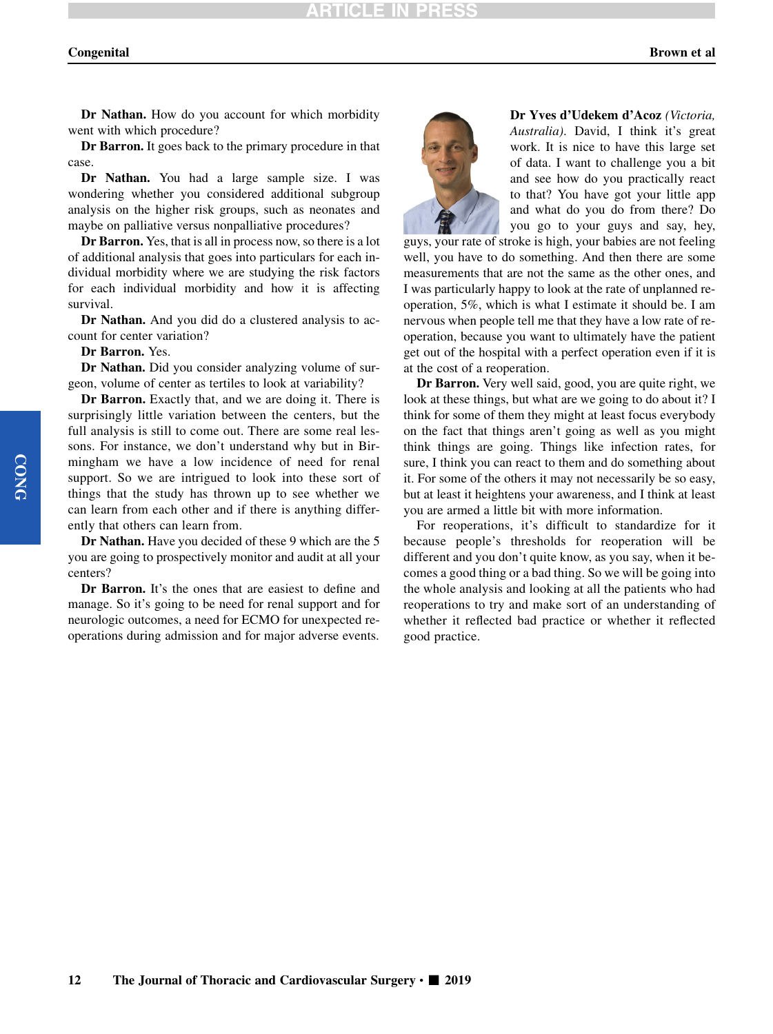**Dr Nathan.** How do you account for which morbidity went with which procedure?

**Dr Barron.** It goes back to the primary procedure in that case.

**Dr Nathan.** You had a large sample size. I was wondering whether you considered additional subgroup analysis on the higher risk groups, such as neonates and maybe on palliative versus nonpalliative procedures?

**Dr Barron.** Yes, that is all in process now, so there is a lot of additional analysis that goes into particulars for each individual morbidity where we are studying the risk factors for each individual morbidity and how it is affecting survival.

**Dr Nathan.** And you did do a clustered analysis to account for center variation?

**Dr Barron.** Yes.

**Dr Nathan.** Did you consider analyzing volume of surgeon, volume of center as tertiles to look at variability?

**Dr Barron.** Exactly that, and we are doing it. There is surprisingly little variation between the centers, but the full analysis is still to come out. There are some real lessons. For instance, we don't understand why but in Birmingham we have a low incidence of need for renal support. So we are intrigued to look into these sort of things that the study has thrown up to see whether we can learn from each other and if there is anything differently that others can learn from.

**Dr Nathan.** Have you decided of these 9 which are the 5 you are going to prospectively monitor and audit at all your centers?

**Dr Barron.** It's the ones that are easiest to define and manage. So it's going to be need for renal support and for neurologic outcomes, a need for ECMO for unexpected reoperations during admission and for major adverse events.

**Dr Yves d'Udekem d'Acoz** *(Victoria, Australia)*. David, I think it's great work. It is nice to have this large set of data. I want to challenge you a bit and see how do you practically react to that? You have got your little app and what do you do from there? Do you go to your guys and say, hey, guys, your rate of stroke is high, your babies are not feeling well, you have to do something. And then there are some measurements that are not the same as the other ones, and I was particularly happy to look at the rate of unplanned reoperation, 5%, which is what I estimate it should be. I am nervous when people tell me that they have a low rate of reoperation, because you want to ultimately have the patient get out of the hospital with a perfect operation even if it is at the cost of a reoperation.

**Dr Barron.** Very well said, good, you are quite right, we look at these things, but what are we going to do about it? I think for some of them they might at least focus everybody on the fact that things aren't going as well as you might think things are going. Things like infection rates, for sure, I think you can react to them and do something about it. For some of the others it may not necessarily be so easy, but at least it heightens your awareness, and I think at least you are armed a little bit with more information.

For reoperations, it's difficult to standardize for it because people's thresholds for reoperation will be different and you don't quite know, as you say, when it becomes a good thing or a bad thing. So we will be going into the whole analysis and looking at all the patients who had reoperations to try and make sort of an understanding of whether it reflected bad practice or whether it reflected good practice.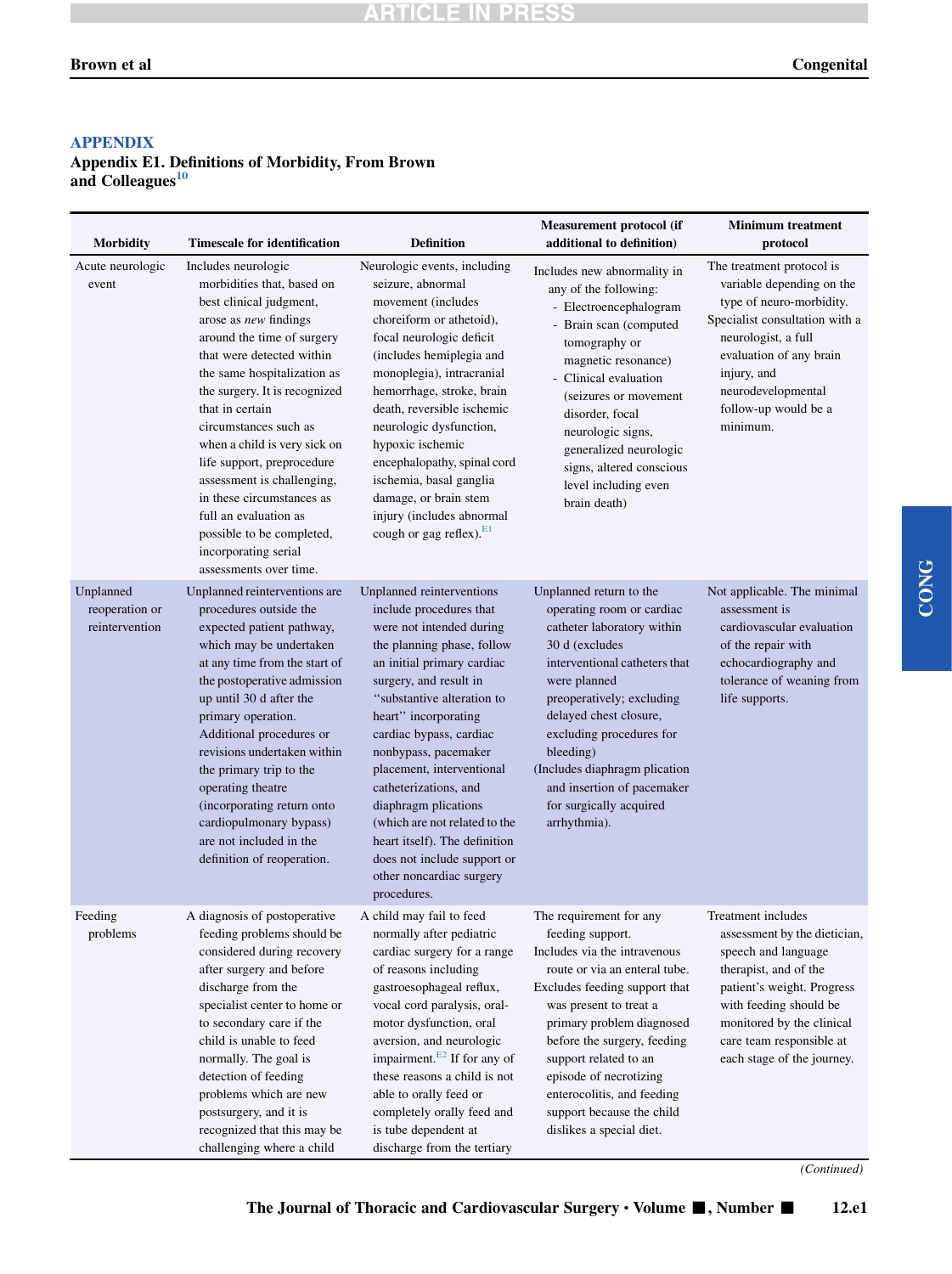## APPENDIX

### Appendix E1. Definitions of Morbidity, From Brown and Colleagues[10]

| Morbidity | Timescale for identification | Definition | Measurement protocol (if additional to definition) | Minimum treatment protocol |
|---|---|---|---|---|
| Acute neurologic event | Includes neurologic morbidities that, based on best clinical judgment, arose as *new* findings around the time of surgery that were detected within the same hospitalization as the surgery. It is recognized that in certain circumstances such as when a child is very sick on life support, preprocedure assessment is challenging, in these circumstances as full an evaluation as possible to be completed, incorporating serial assessments over time. | Neurologic events, including seizure, abnormal movement (includes choreiform or athetoid), focal neurologic deficit (includes hemiplegia and monoplegia), intracranial hemorrhage, stroke, brain death, reversible ischemic neurologic dysfunction, hypoxic ischemic encephalopathy, spinal cord ischemia, basal ganglia damage, or brain stem injury (includes abnormal cough or gag reflex).[E1] | Includes new abnormality in any of the following: - Electroencephalogram - Brain scan (computed tomography or magnetic resonance) - Clinical evaluation (seizures or movement disorder, focal neurologic signs, generalized neurologic signs, altered conscious level including even brain death) | The treatment protocol is variable depending on the type of neuro-morbidity. Specialist consultation with a neurologist, a full evaluation of any brain injury, and neurodevelopmental follow-up would be a minimum. |
| Unplanned reoperation or reintervention | Unplanned reinterventions are procedures outside the expected patient pathway, which may be undertaken at any time from the start of the postoperative admission up until 30 d after the primary operation. Additional procedures or revisions undertaken within the primary trip to the operating theatre (incorporating return onto cardiopulmonary bypass) are not included in the definition of reoperation. | Unplanned reinterventions include procedures that were not intended during the planning phase, follow an initial primary cardiac surgery, and result in "substantive alteration to heart" incorporating cardiac bypass, cardiac nonbypass, pacemaker placement, interventional catheterizations, and diaphragm plications (which are not related to the heart itself). The definition does not include support or other noncardiac surgery procedures. | Unplanned return to the operating room or cardiac catheter laboratory within 30 d (excludes interventional catheters that were planned preoperatively; excluding delayed chest closure, excluding procedures for bleeding) (Includes diaphragm plication and insertion of pacemaker for surgically acquired arrhythmia). | Not applicable. The minimal assessment is cardiovascular evaluation of the repair with echocardiography and tolerance of weaning from life supports. |
| Feeding problems | A diagnosis of postoperative feeding problems should be considered during recovery after surgery and before discharge from the specialist center to home or to secondary care if the child is unable to feed normally. The goal is detection of feeding problems which are new postsurgery, and it is recognized that this may be challenging where a child | A child may fail to feed normally after pediatric cardiac surgery for a range of reasons including gastroesophageal reflux, vocal cord paralysis, oral-motor dysfunction, oral aversion, and neurologic impairment.[E2] If for any of these reasons a child is not able to orally feed or completely orally feed and is tube dependent at discharge from the tertiary | The requirement for any feeding support. Includes via the intravenous route or via an enteral tube. Excludes feeding support that was present to treat a primary problem diagnosed before the surgery, feeding support related to an episode of necrotizing enterocolitis, and feeding support because the child dislikes a special diet. | Treatment includes assessment by the dietician, speech and language therapist, and of the patient's weight. Progress with feeding should be monitored by the clinical care team responsible at each stage of the journey. |

*(Continued)*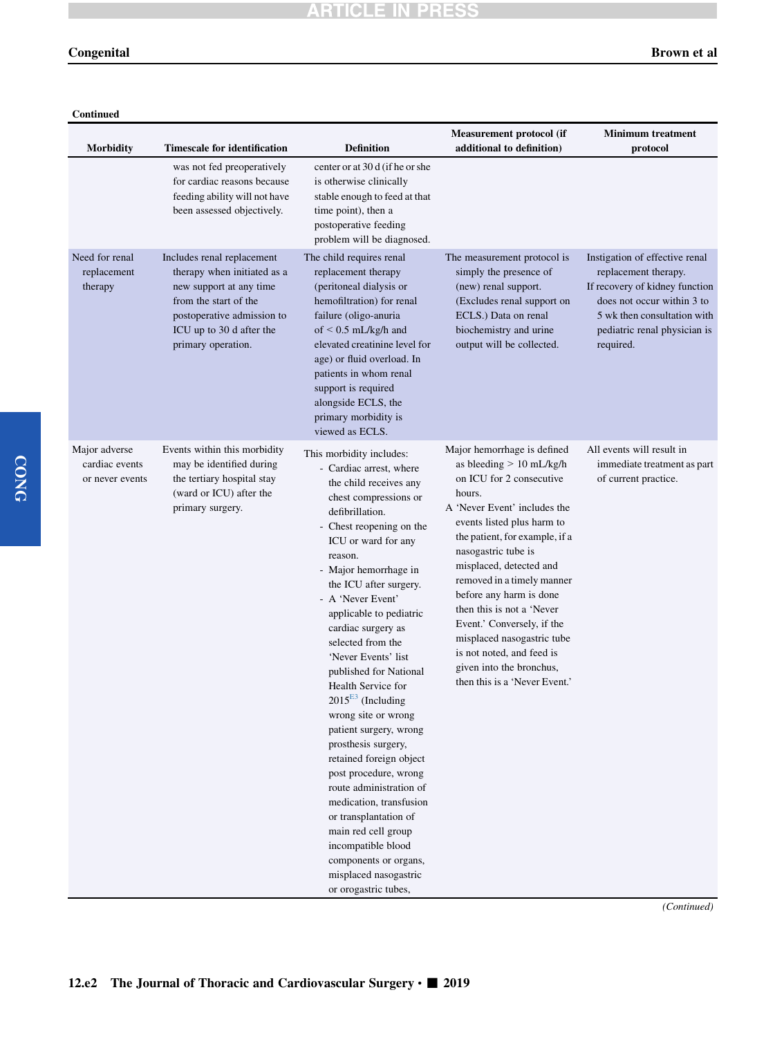Continued

| Morbidity | Timescale for identification | Definition | Measurement protocol (if additional to definition) | Minimum treatment protocol |
| --- | --- | --- | --- | --- |
| | was not fed preoperatively for cardiac reasons because feeding ability will not have been assessed objectively. | center or at 30 d (if he or she is otherwise clinically stable enough to feed at that time point), then a postoperative feeding problem will be diagnosed. | | |
| Need for renal replacement therapy | Includes renal replacement therapy when initiated as a new support at any time from the start of the postoperative admission to ICU up to 30 d after the primary operation. | The child requires renal replacement therapy (peritoneal dialysis or hemofiltration) for renal failure (oligo-anuria of < 0.5 mL/kg/h and elevated creatinine level for age) or fluid overload. In patients in whom renal support is required alongside ECLS, the primary morbidity is viewed as ECLS. | The measurement protocol is simply the presence of (new) renal support. (Excludes renal support on ECLS.) Data on renal biochemistry and urine output will be collected. | Instigation of effective renal replacement therapy. If recovery of kidney function does not occur within 3 to 5 wk then consultation with pediatric renal physician is required. |
| Major adverse cardiac events or never events | Events within this morbidity may be identified during the tertiary hospital stay (ward or ICU) after the primary surgery. | This morbidity includes: - Cardiac arrest, where the child receives any chest compressions or defibrillation. - Chest reopening on the ICU or ward for any reason. - Major hemorrhage in the ICU after surgery. - A 'Never Event' applicable to pediatric cardiac surgery as selected from the 'Never Events' list published for National Health Service for 2015[E3] (Including wrong site or wrong patient surgery, wrong prosthesis surgery, retained foreign object post procedure, wrong route administration of medication, transfusion or transplantation of main red cell group incompatible blood components or organs, misplaced nasogastric or orogastric tubes, | Major hemorrhage is defined as bleeding > 10 mL/kg/h on ICU for 2 consecutive hours. A 'Never Event' includes the events listed plus harm to the patient, for example, if a nasogastric tube is misplaced, detected and removed in a timely manner before any harm is done then this is not a 'Never Event.' Conversely, if the misplaced nasogastric tube is not noted, and feed is given into the bronchus, then this is a 'Never Event.' | All events will result in immediate treatment as part of current practice. |

(Continued)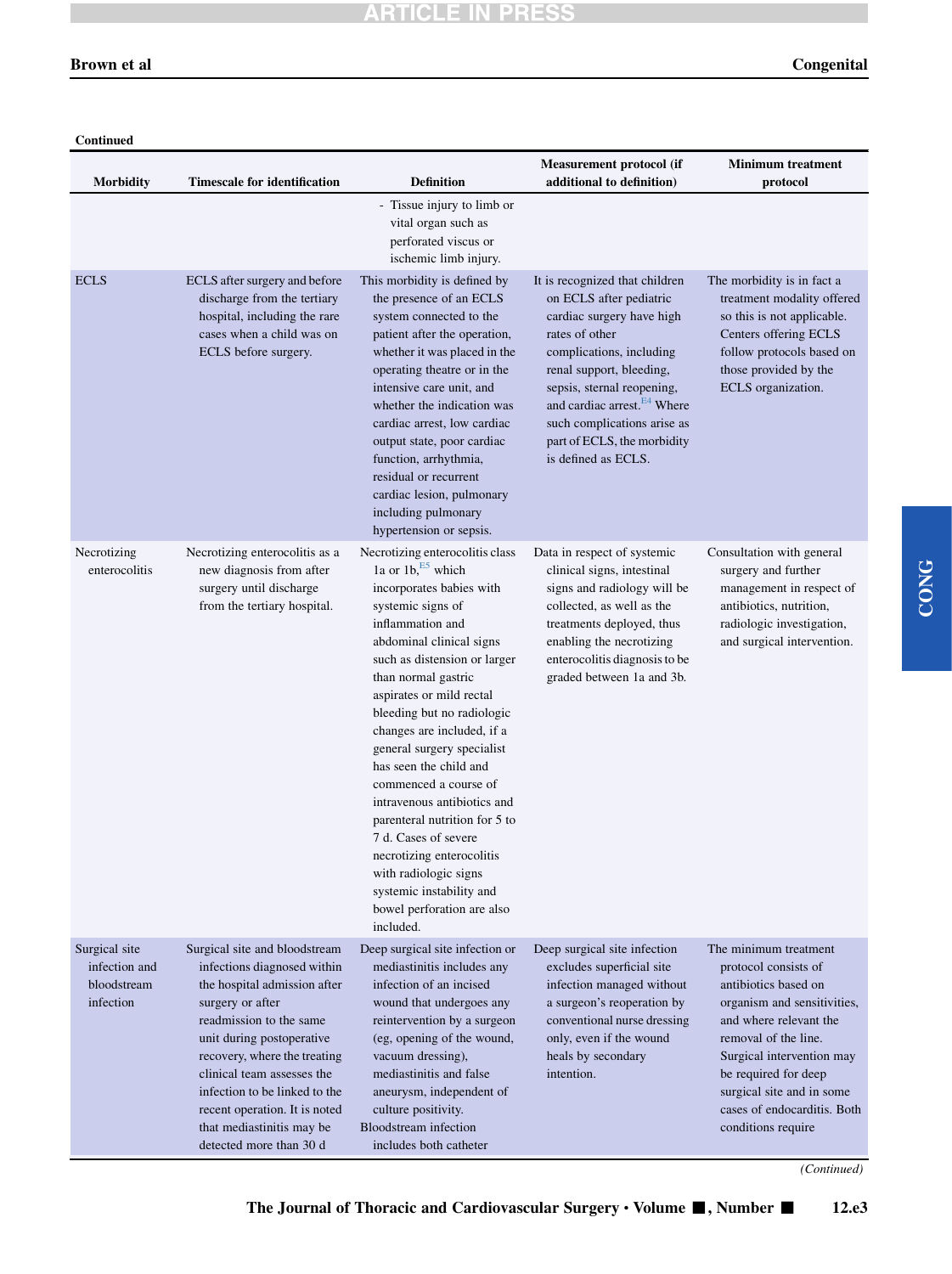Continued

| Morbidity | Timescale for identification | Definition | Measurement protocol (if additional to definition) | Minimum treatment protocol |
|---|---|---|---|---|
| | | - Tissue injury to limb or vital organ such as perforated viscus or ischemic limb injury. | | |
| ECLS | ECLS after surgery and before discharge from the tertiary hospital, including the rare cases when a child was on ECLS before surgery. | This morbidity is defined by the presence of an ECLS system connected to the patient after the operation, whether it was placed in the operating theatre or in the intensive care unit, and whether the indication was cardiac arrest, low cardiac output state, poor cardiac function, arrhythmia, residual or recurrent cardiac lesion, pulmonary including pulmonary hypertension or sepsis. | It is recognized that children on ECLS after pediatric cardiac surgery have high rates of other complications, including renal support, bleeding, sepsis, sternal reopening, and cardiac arrest.[E4] Where such complications arise as part of ECLS, the morbidity is defined as ECLS. | The morbidity is in fact a treatment modality offered so this is not applicable. Centers offering ECLS follow protocols based on those provided by the ECLS organization. |
| Necrotizing enterocolitis | Necrotizing enterocolitis as a new diagnosis from after surgery until discharge from the tertiary hospital. | Necrotizing enterocolitis class 1a or 1b,[E5] which incorporates babies with systemic signs of inflammation and abdominal clinical signs such as distension or larger than normal gastric aspirates or mild rectal bleeding but no radiologic changes are included, if a general surgery specialist has seen the child and commenced a course of intravenous antibiotics and parenteral nutrition for 5 to 7 d. Cases of severe necrotizing enterocolitis with radiologic signs systemic instability and bowel perforation are also included. | Data in respect of systemic clinical signs, intestinal signs and radiology will be collected, as well as the treatments deployed, thus enabling the necrotizing enterocolitis diagnosis to be graded between 1a and 3b. | Consultation with general surgery and further management in respect of antibiotics, nutrition, radiologic investigation, and surgical intervention. |
| Surgical site infection and bloodstream infection | Surgical site and bloodstream infections diagnosed within the hospital admission after surgery or after readmission to the same unit during postoperative recovery, where the treating clinical team assesses the infection to be linked to the recent operation. It is noted that mediastinitis may be detected more than 30 d | Deep surgical site infection or mediastinitis includes any infection of an incised wound that undergoes any reintervention by a surgeon (eg, opening of the wound, vacuum dressing), mediastinitis and false aneurysm, independent of culture positivity. Bloodstream infection includes both catheter | Deep surgical site infection excludes superficial site infection managed without a surgeon's reopening by conventional nurse dressing only, even if the wound heals by secondary intention. | The minimum treatment protocol consists of antibiotics based on organism and sensitivities, and where relevant the removal of the line. Surgical intervention may be required for deep surgical site and in some cases of endocarditis. Both conditions require |

(Continued)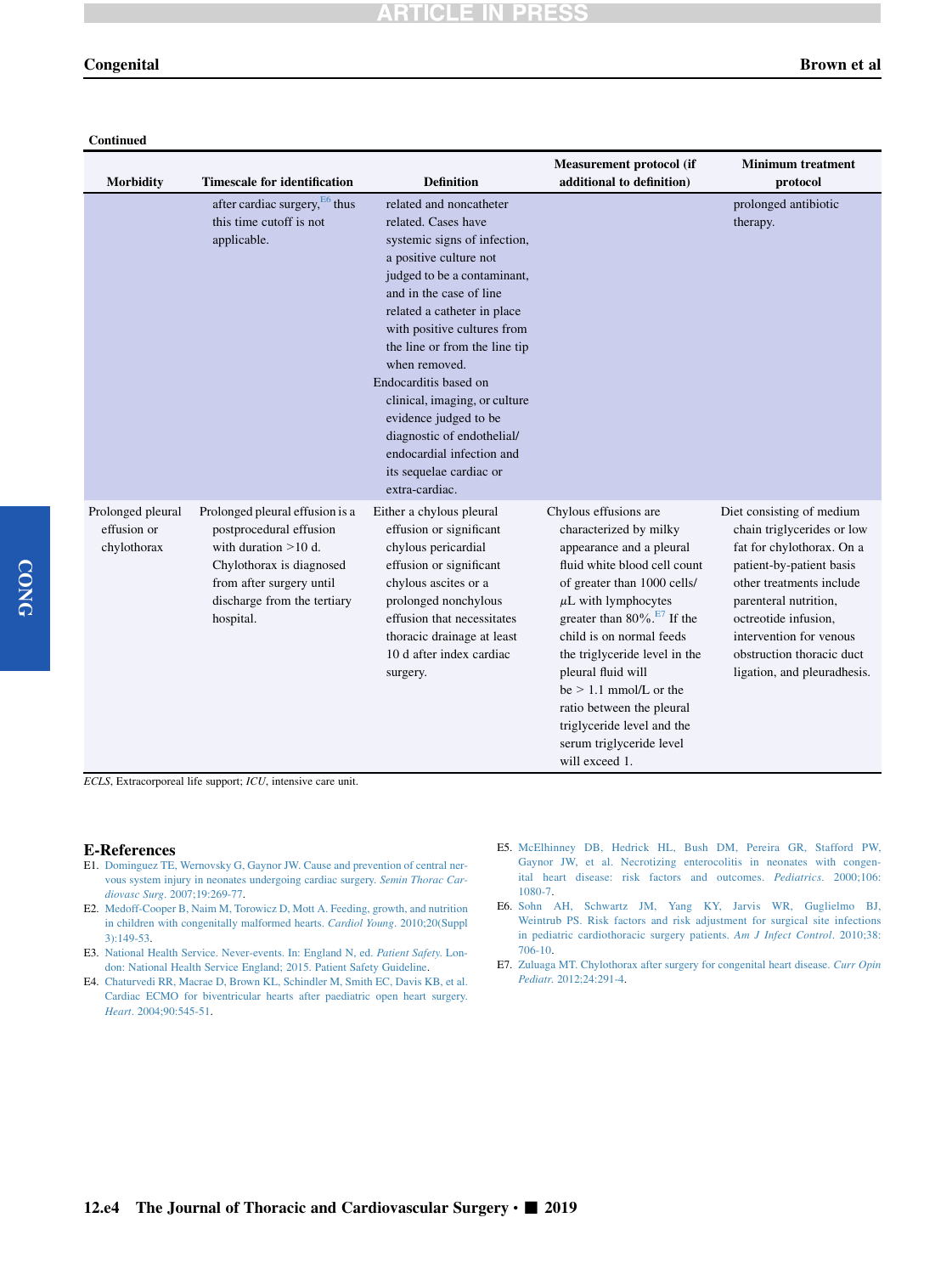**Continued**

| Morbidity | Timescale for identification | Definition | Measurement protocol (if additional to definition) | Minimum treatment protocol |
|---|---|---|---|---|
| | after cardiac surgery,[E6] thus this time cutoff is not applicable. | related and noncatheter related. Cases have systemic signs of infection, a positive culture not judged to be a contaminant, and in the case of line related a catheter in place with positive cultures from the line or from the line tip when removed. Endocarditis based on clinical, imaging, or culture evidence judged to be diagnostic of endothelial/endocardial infection and its sequelae cardiac or extra-cardiac. | | prolonged antibiotic therapy. |
| Prolonged pleural effusion or chylothorax | Prolonged pleural effusion is a postprocedural effusion with duration >10 d. Chylothorax is diagnosed from after surgery until discharge from the tertiary hospital. | Either a chylous pleural effusion or significant chylous pericardial effusion or significant chylous ascites or a prolonged nonchylous effusion that necessitates thoracic drainage at least 10 d after index cardiac surgery. | Chylous effusions are characterized by milky appearance and a pleural fluid white blood cell count of greater than 1000 cells/$\mu$L with lymphocytes greater than 80%.[E7] If the child is on normal feeds the triglyceride level in the pleural fluid will be > 1.1 mmol/L or the ratio between the pleural triglyceride level and the serum triglyceride level will exceed 1. | Diet consisting of medium chain triglycerides or low fat for chylothorax. On a patient-by-patient basis other treatments include parenteral nutrition, octreotide infusion, intervention for venous obstruction thoracic duct ligation, and pleuradhesis. |

*ECLS*, Extracorporeal life support; *ICU*, intensive care unit.

## E-References

E1. Dominguez TE, Wernovsky G, Gaynor JW. Cause and prevention of central nervous system injury in neonates undergoing cardiac surgery. *Semin Thorac Cardiovasc Surg*. 2007;19:269-77.

E2. Medoff-Cooper B, Naim M, Torowicz D, Mott A. Feeding, growth, and nutrition in children with congenitally malformed hearts. *Cardiol Young*. 2010;20(Suppl 3):149-53.

E3. National Health Service. Never-events. In: England N, ed. *Patient Safety*. London: National Health Service England; 2015. Patient Safety Guideline.

E4. Chaturvedi RR, Macrae D, Brown KL, Schindler M, Smith EC, Davis KB, et al. Cardiac ECMO for biventricular hearts after paediatric open heart surgery. *Heart*. 2004;90:545-51.

E5. McElhinney DB, Hedrick HL, Bush DM, Pereira GR, Stafford PW, Gaynor JW, et al. Necrotizing enterocolitis in neonates with congenital heart disease: risk factors and outcomes. *Pediatrics*. 2000;106:1080-7.

E6. Sohn AH, Schwartz JM, Yang KY, Jarvis WR, Guglielmo BJ, Weintrub PS. Risk factors and risk adjustment for surgical site infections in pediatric cardiothoracic surgery patients. *Am J Infect Control*. 2010;38:706-10.

E7. Zuluaga MT. Chylothorax after surgery for congenital heart disease. *Curr Opin Pediatr*. 2012;24:291-4.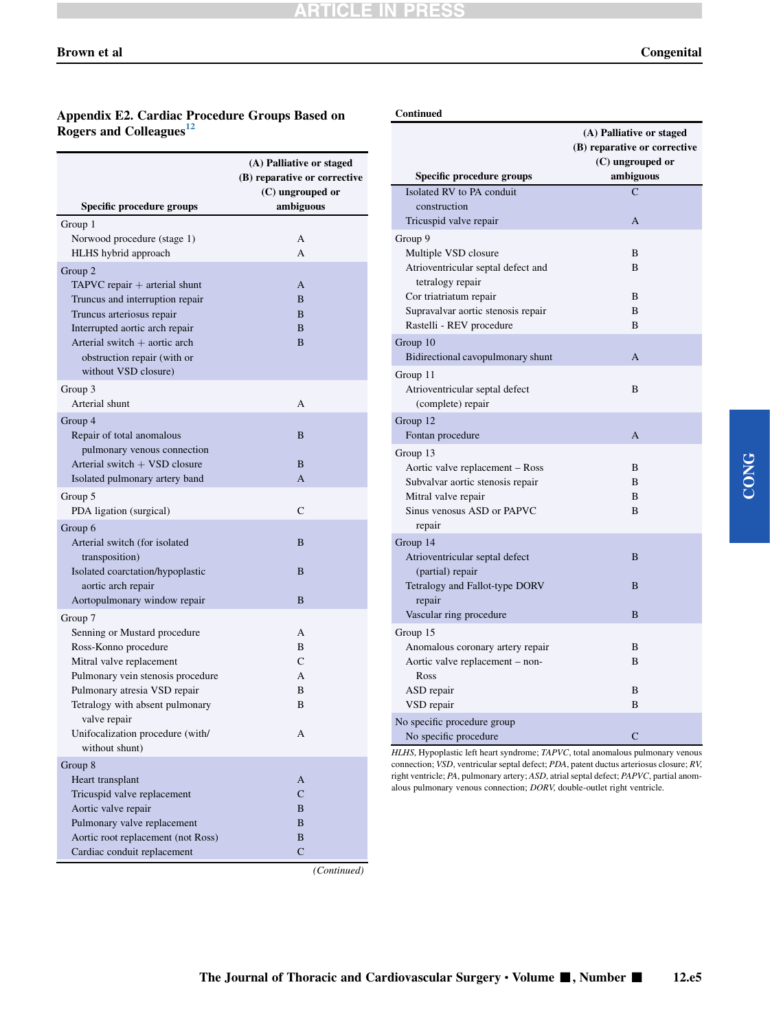## Appendix E2. Cardiac Procedure Groups Based on Rogers and Colleagues[12]

| Specific procedure groups | (A) Palliative or staged (B) reparative or corrective (C) ungrouped or ambiguous |
|---|---|
| Group 1 | |
| Norwood procedure (stage 1) | A |
| HLHS hybrid approach | A |
| Group 2 | |
| TAPVC repair + arterial shunt | A |
| Truncus and interruption repair | B |
| Truncus arteriosus repair | B |
| Interrupted aortic arch repair | B |
| Arterial switch + aortic arch obstruction repair (with or without VSD closure) | B |
| Group 3 | |
| Arterial shunt | A |
| Group 4 | |
| Repair of total anomalous pulmonary venous connection | B |
| Arterial switch + VSD closure | B |
| Isolated pulmonary artery band | A |
| Group 5 | |
| PDA ligation (surgical) | C |
| Group 6 | |
| Arterial switch (for isolated transposition) | B |
| Isolated coarctation/hypoplastic aortic arch repair | B |
| Aortopulmonary window repair | B |
| Group 7 | |
| Senning or Mustard procedure | A |
| Ross-Konno procedure | B |
| Mitral valve replacement | C |
| Pulmonary vein stenosis procedure | A |
| Pulmonary atresia VSD repair | B |
| Tetralogy with absent pulmonary valve repair | B |
| Unifocalization procedure (with/without shunt) | A |
| Group 8 | |
| Heart transplant | A |
| Tricuspid valve replacement | C |
| Aortic valve repair | B |
| Pulmonary valve replacement | B |
| Aortic root replacement (not Ross) | B |
| Cardiac conduit replacement | C |
| Isolated RV to PA conduit construction | C |
| Tricuspid valve repair | A |
| Group 9 | |
| Multiple VSD closure | B |
| Atrioventricular septal defect and tetralogy repair | B |
| Cor triatriatum repair | B |
| Supravalvar aortic stenosis repair | B |
| Rastelli - REV procedure | B |
| Group 10 | |
| Bidirectional cavopulmonary shunt | A |
| Group 11 | |
| Atrioventricular septal defect (complete) repair | B |
| Group 12 | |
| Fontan procedure | A |
| Group 13 | |
| Aortic valve replacement – Ross | B |
| Subvalvar aortic stenosis repair | B |
| Mitral valve repair | B |
| Sinus venosus ASD or PAPVC repair | B |
| Group 14 | |
| Atrioventricular septal defect (partial) repair | B |
| Tetralogy and Fallot-type DORV repair | B |
| Vascular ring procedure | B |
| Group 15 | |
| Anomalous coronary artery repair | B |
| Aortic valve replacement – non-Ross | B |
| ASD repair | B |
| VSD repair | B |
| No specific procedure group | |
| No specific procedure | C |

*HLHS*, Hypoplastic left heart syndrome; *TAPVC*, total anomalous pulmonary venous connection; *VSD*, ventricular septal defect; *PDA*, patent ductus arteriosus closure; *RV*, right ventricle; *PA*, pulmonary artery; *ASD*, atrial septal defect; *PAPVC*, partial anomalous pulmonary venous connection; *DORV*, double-outlet right ventricle.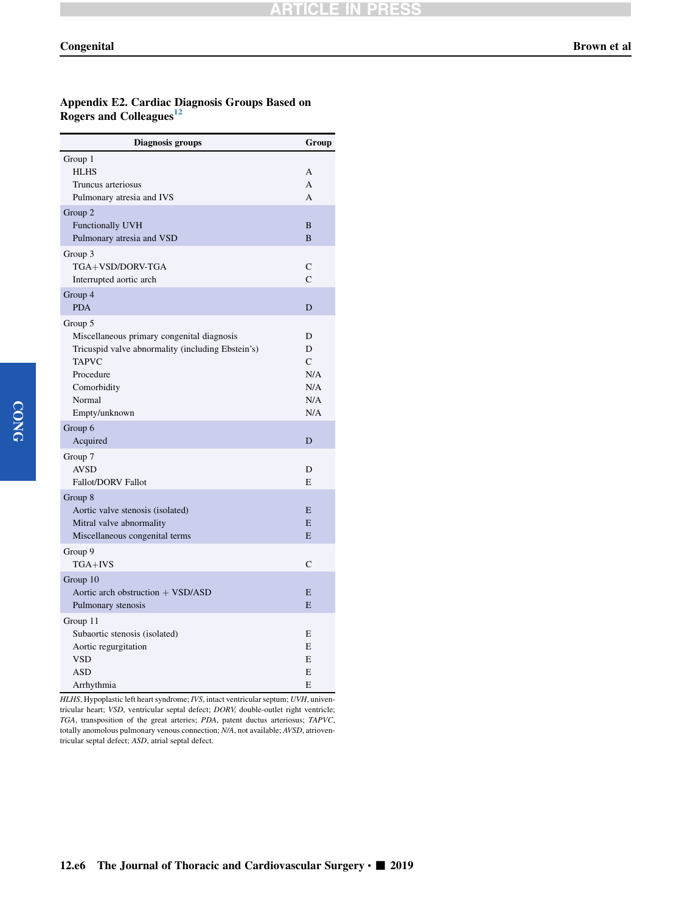## Appendix E2. Cardiac Diagnosis Groups Based on Rogers and Colleagues[12]

| Diagnosis groups | Group |
|---|---|
| Group 1 | |
| HLHS | A |
| Truncus arteriosus | A |
| Pulmonary atresia and IVS | A |
| Group 2 | |
| Functionally UVH | B |
| Pulmonary atresia and VSD | B |
| Group 3 | |
| TGA+VSD/DORV-TGA | C |
| Interrupted aortic arch | C |
| Group 4 | |
| PDA | D |
| Group 5 | |
| Miscellaneous primary congenital diagnosis | D |
| Tricuspid valve abnormality (including Ebstein's) | D |
| TAPVC | C |
| Procedure | N/A |
| Comorbidity | N/A |
| Normal | N/A |
| Empty/unknown | N/A |
| Group 6 | |
| Acquired | D |
| Group 7 | |
| AVSD | D |
| Fallot/DORV Fallot | E |
| Group 8 | |
| Aortic valve stenosis (isolated) | E |
| Mitral valve abnormality | E |
| Miscellaneous congenital terms | E |
| Group 9 | |
| TGA+IVS | C |
| Group 10 | |
| Aortic arch obstruction + VSD/ASD | E |
| Pulmonary stenosis | E |
| Group 11 | |
| Subaortic stenosis (isolated) | E |
| Aortic regurgitation | E |
| VSD | E |
| ASD | E |
| Arrhythmia | E |

*HLHS*, Hypoplastic left heart syndrome; *IVS*, intact ventricular septum; *UVH*, univentricular heart; *VSD*, ventricular septal defect; *DORV*, double-outlet right ventricle; *TGA*, transposition of the great arteries; *PDA*, patent ductus arteriosus; *TAPVC*, totally anomolous pulmonary venous connection; *N/A*, not available; *AVSD*, atrioventricular septal defect; *ASD*, atrial septal defect.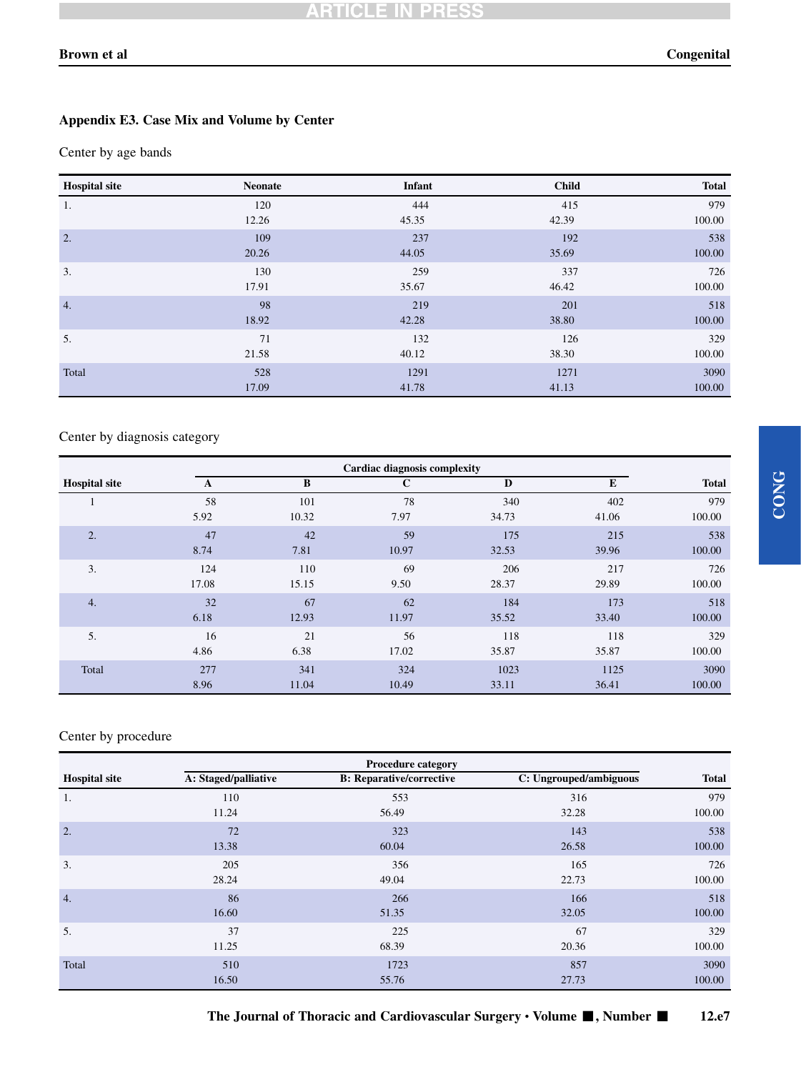### Appendix E3. Case Mix and Volume by Center

Center by age bands

| Hospital site | Neonate | Infant | Child | Total |
|---|---|---|---|---|
| 1. | 120 | 444 | 415 | 979 |
| | 12.26 | 45.35 | 42.39 | 100.00 |
| 2. | 109 | 237 | 192 | 538 |
| | 20.26 | 44.05 | 35.69 | 100.00 |
| 3. | 130 | 259 | 337 | 726 |
| | 17.91 | 35.67 | 46.42 | 100.00 |
| 4. | 98 | 219 | 201 | 518 |
| | 18.92 | 42.28 | 38.80 | 100.00 |
| 5. | 71 | 132 | 126 | 329 |
| | 21.58 | 40.12 | 38.30 | 100.00 |
| Total | 528 | 1291 | 1271 | 3090 |
| | 17.09 | 41.78 | 41.13 | 100.00 |

Center by diagnosis category

| | Cardiac diagnosis complexity | | | | | |
|---|---|---|---|---|---|---|
| Hospital site | A | B | C | D | E | Total |
| 1 | 58 | 101 | 78 | 340 | 402 | 979 |
| | 5.92 | 10.32 | 7.97 | 34.73 | 41.06 | 100.00 |
| 2. | 47 | 42 | 59 | 175 | 215 | 538 |
| | 8.74 | 7.81 | 10.97 | 32.53 | 39.96 | 100.00 |
| 3. | 124 | 110 | 69 | 206 | 217 | 726 |
| | 17.08 | 15.15 | 9.50 | 28.37 | 29.89 | 100.00 |
| 4. | 32 | 67 | 62 | 184 | 173 | 518 |
| | 6.18 | 12.93 | 11.97 | 35.52 | 33.40 | 100.00 |
| 5. | 16 | 21 | 56 | 118 | 118 | 329 |
| | 4.86 | 6.38 | 17.02 | 35.87 | 35.87 | 100.00 |
| Total | 277 | 341 | 324 | 1023 | 1125 | 3090 |
| | 8.96 | 11.04 | 10.49 | 33.11 | 36.41 | 100.00 |

Center by procedure

| | Procedure category | | | |
|---|---|---|---|---|
| Hospital site | A: Staged/palliative | B: Reparative/corrective | C: Ungrouped/ambiguous | Total |
| 1. | 110 | 553 | 316 | 979 |
| | 11.24 | 56.49 | 32.28 | 100.00 |
| 2. | 72 | 323 | 143 | 538 |
| | 13.38 | 60.04 | 26.58 | 100.00 |
| 3. | 205 | 356 | 165 | 726 |
| | 28.24 | 49.04 | 22.73 | 100.00 |
| 4. | 86 | 266 | 166 | 518 |
| | 16.60 | 51.35 | 32.05 | 100.00 |
| 5. | 37 | 225 | 67 | 329 |
| | 11.25 | 68.39 | 20.36 | 100.00 |
| Total | 510 | 1723 | 857 | 3090 |
| | 16.50 | 55.76 | 27.73 | 100.00 |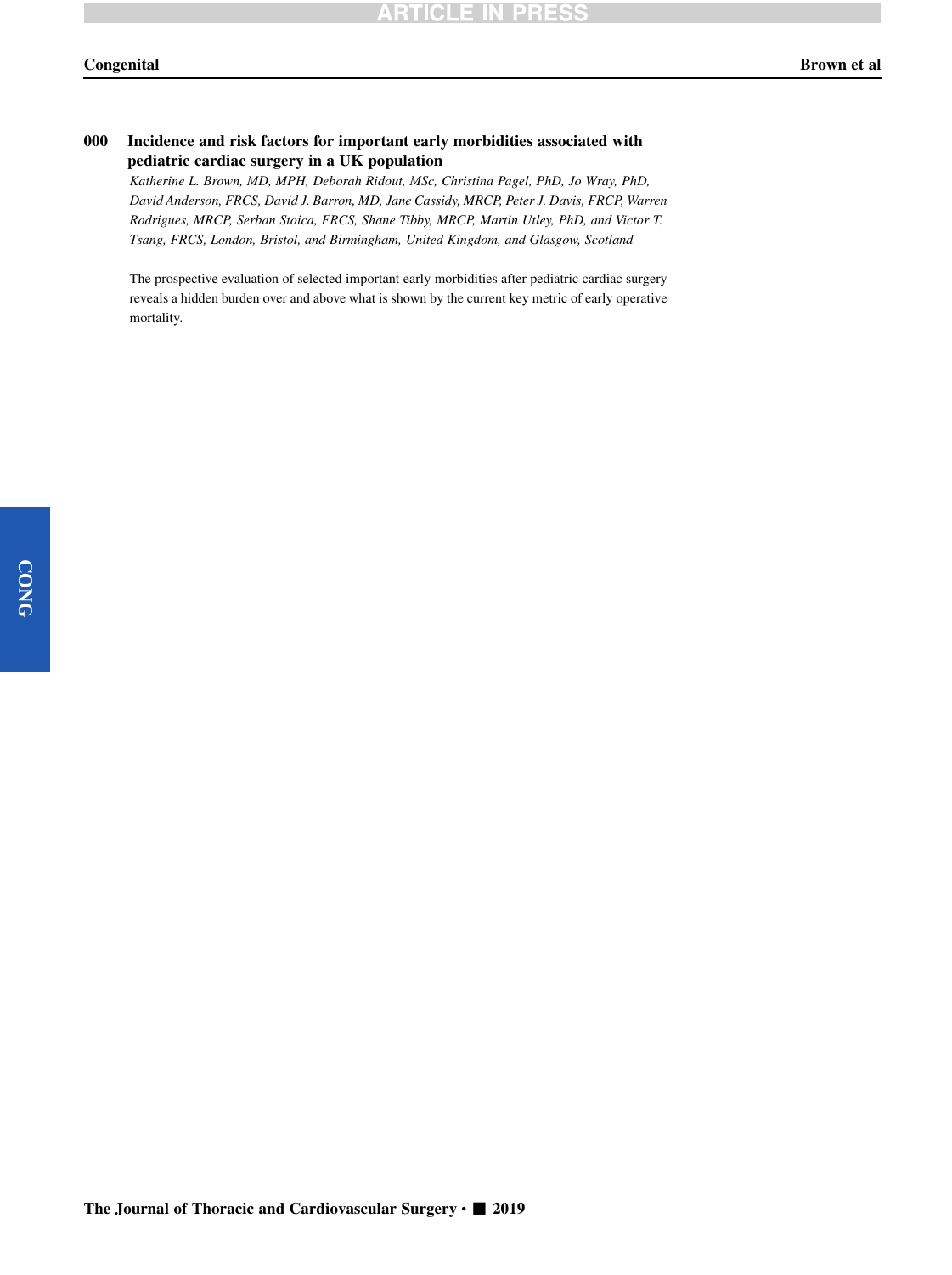**000 Incidence and risk factors for important early morbidities associated with pediatric cardiac surgery in a UK population**

*Katherine L. Brown, MD, MPH, Deborah Ridout, MSc, Christina Pagel, PhD, Jo Wray, PhD, David Anderson, FRCS, David J. Barron, MD, Jane Cassidy, MRCP, Peter J. Davis, FRCP, Warren Rodrigues, MRCP, Serban Stoica, FRCS, Shane Tibby, MRCP, Martin Utley, PhD, and Victor T. Tsang, FRCS, London, Bristol, and Birmingham, United Kingdom, and Glasgow, Scotland*

The prospective evaluation of selected important early morbidities after pediatric cardiac surgery reveals a hidden burden over and above what is shown by the current key metric of early operative mortality.